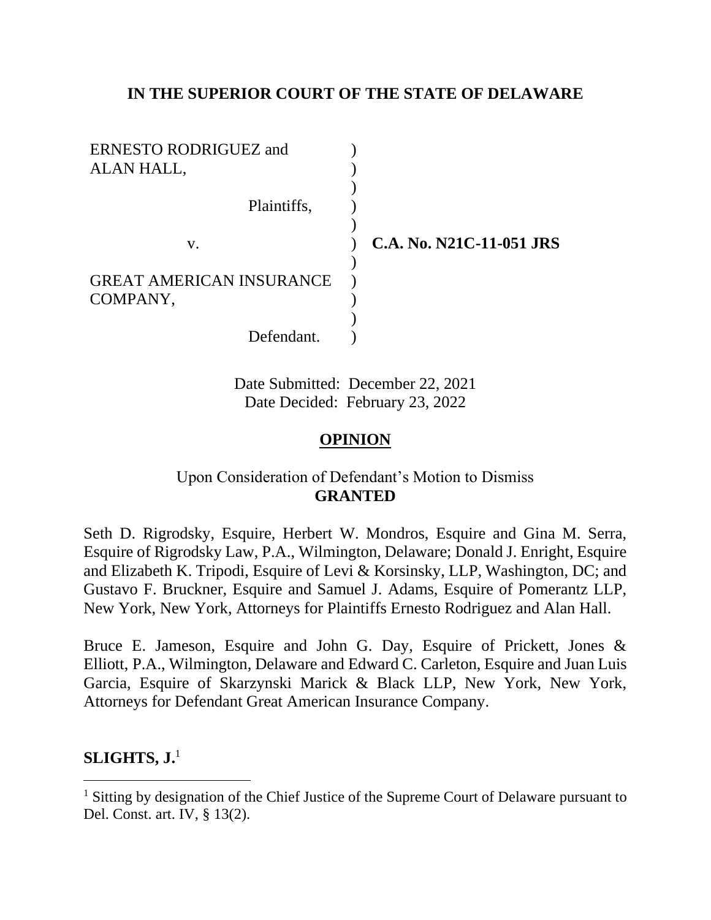**IN THE SUPERIOR COURT OF THE STATE OF DELAWARE**

ERNESTO RODRIGUEZ and ALAN HALL,

Plaintiffs,

v.

GREAT AMERICAN INSURANCE COMPANY,

Defendant.

**C.A. No. N21C-11-051 JRS**

Date Submitted: December 22, 2021
Date Decided: February 23, 2022

**OPINION**

Upon Consideration of Defendant's Motion to Dismiss
**GRANTED**

Seth D. Rigrodsky, Esquire, Herbert W. Mondros, Esquire and Gina M. Serra, Esquire of Rigrodsky Law, P.A., Wilmington, Delaware; Donald J. Enright, Esquire and Elizabeth K. Tripodi, Esquire of Levi & Korsinsky, LLP, Washington, DC; and Gustavo F. Bruckner, Esquire and Samuel J. Adams, Esquire of Pomerantz LLP, New York, New York, Attorneys for Plaintiffs Ernesto Rodriguez and Alan Hall.

Bruce E. Jameson, Esquire and John G. Day, Esquire of Prickett, Jones & Elliott, P.A., Wilmington, Delaware and Edward C. Carleton, Esquire and Juan Luis Garcia, Esquire of Skarzynski Marick & Black LLP, New York, New York, Attorneys for Defendant Great American Insurance Company.

**SLIGHTS, J.**[1]

[1] Sitting by designation of the Chief Justice of the Supreme Court of Delaware pursuant to Del. Const. art. IV, § 13(2).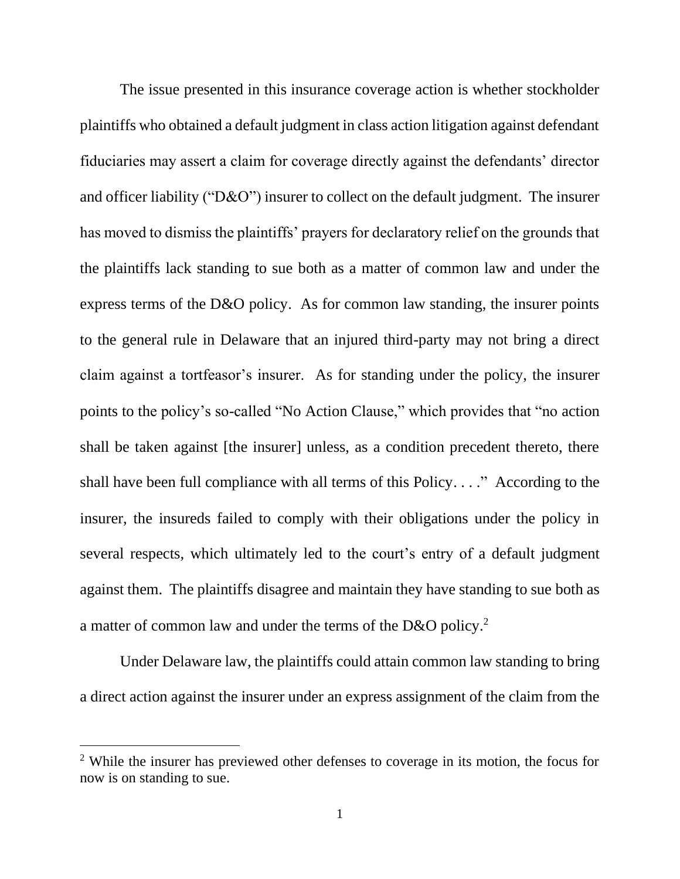The issue presented in this insurance coverage action is whether stockholder plaintiffs who obtained a default judgment in class action litigation against defendant fiduciaries may assert a claim for coverage directly against the defendants' director and officer liability ("D&O") insurer to collect on the default judgment. The insurer has moved to dismiss the plaintiffs' prayers for declaratory relief on the grounds that the plaintiffs lack standing to sue both as a matter of common law and under the express terms of the D&O policy. As for common law standing, the insurer points to the general rule in Delaware that an injured third-party may not bring a direct claim against a tortfeasor's insurer. As for standing under the policy, the insurer points to the policy's so-called "No Action Clause," which provides that "no action shall be taken against [the insurer] unless, as a condition precedent thereto, there shall have been full compliance with all terms of this Policy. . . ." According to the insurer, the insureds failed to comply with their obligations under the policy in several respects, which ultimately led to the court's entry of a default judgment against them. The plaintiffs disagree and maintain they have standing to sue both as a matter of common law and under the terms of the D&O policy.[2]

Under Delaware law, the plaintiffs could attain common law standing to bring a direct action against the insurer under an express assignment of the claim from the

[2] While the insurer has previewed other defenses to coverage in its motion, the focus for now is on standing to sue.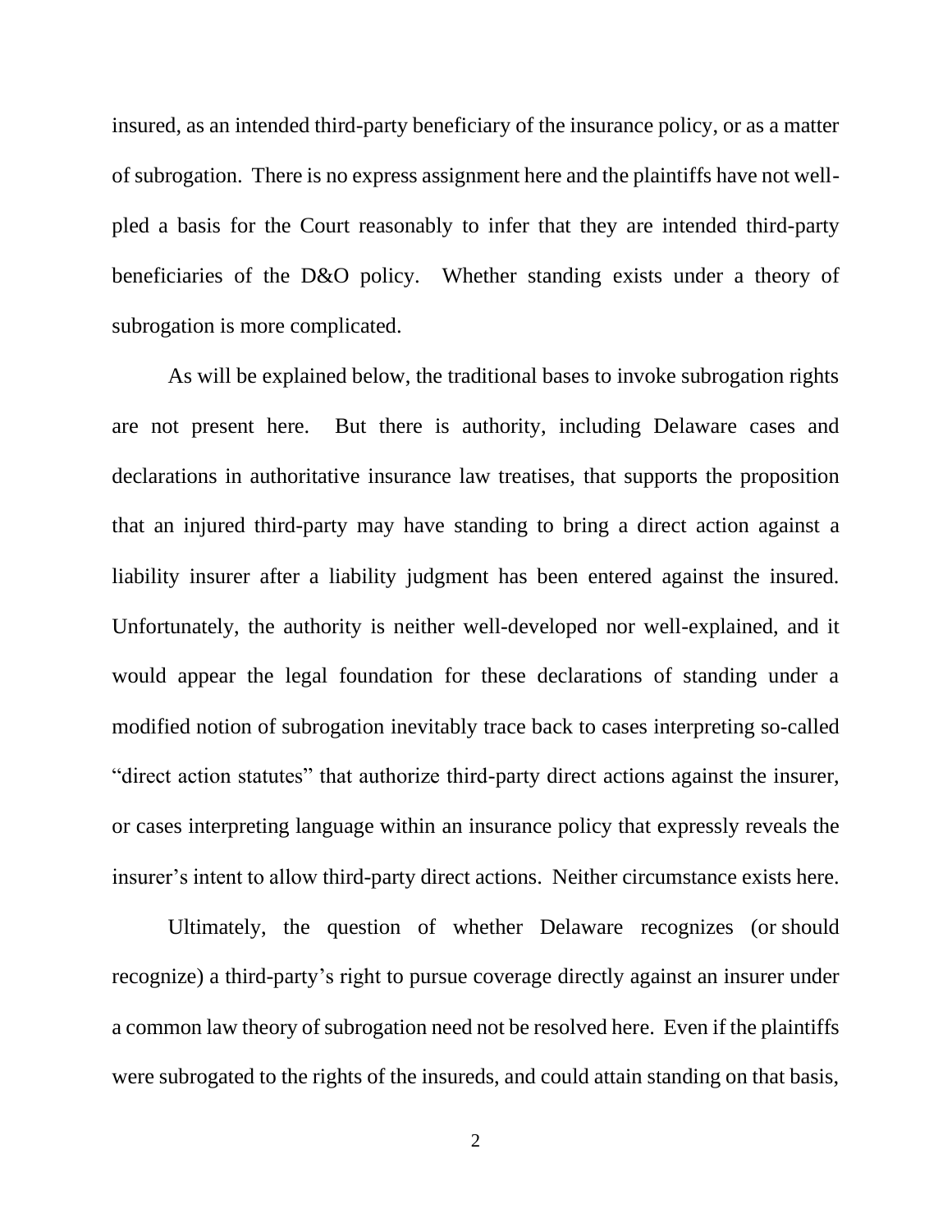insured, as an intended third-party beneficiary of the insurance policy, or as a matter of subrogation. There is no express assignment here and the plaintiffs have not well-pled a basis for the Court reasonably to infer that they are intended third-party beneficiaries of the D&O policy. Whether standing exists under a theory of subrogation is more complicated.

As will be explained below, the traditional bases to invoke subrogation rights are not present here. But there is authority, including Delaware cases and declarations in authoritative insurance law treatises, that supports the proposition that an injured third-party may have standing to bring a direct action against a liability insurer after a liability judgment has been entered against the insured. Unfortunately, the authority is neither well-developed nor well-explained, and it would appear the legal foundation for these declarations of standing under a modified notion of subrogation inevitably trace back to cases interpreting so-called "direct action statutes" that authorize third-party direct actions against the insurer, or cases interpreting language within an insurance policy that expressly reveals the insurer's intent to allow third-party direct actions. Neither circumstance exists here.

Ultimately, the question of whether Delaware recognizes (or should recognize) a third-party's right to pursue coverage directly against an insurer under a common law theory of subrogation need not be resolved here. Even if the plaintiffs were subrogated to the rights of the insureds, and could attain standing on that basis,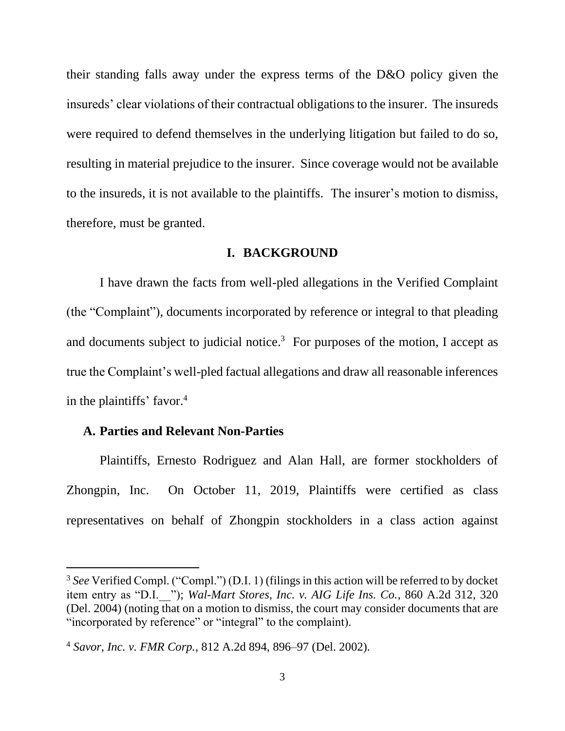their standing falls away under the express terms of the D&O policy given the insureds' clear violations of their contractual obligations to the insurer. The insureds were required to defend themselves in the underlying litigation but failed to do so, resulting in material prejudice to the insurer. Since coverage would not be available to the insureds, it is not available to the plaintiffs. The insurer's motion to dismiss, therefore, must be granted.

## I. BACKGROUND

I have drawn the facts from well-pled allegations in the Verified Complaint (the "Complaint"), documents incorporated by reference or integral to that pleading and documents subject to judicial notice.[3] For purposes of the motion, I accept as true the Complaint's well-pled factual allegations and draw all reasonable inferences in the plaintiffs' favor.[4]

### A. Parties and Relevant Non-Parties

Plaintiffs, Ernesto Rodriguez and Alan Hall, are former stockholders of Zhongpin, Inc. On October 11, 2019, Plaintiffs were certified as class representatives on behalf of Zhongpin stockholders in a class action against

---

[3] *See* Verified Compl. ("Compl.") (D.I. 1) (filings in this action will be referred to by docket item entry as "D.I.__"); *Wal-Mart Stores, Inc. v. AIG Life Ins. Co.*, 860 A.2d 312, 320 (Del. 2004) (noting that on a motion to dismiss, the court may consider documents that are "incorporated by reference" or "integral" to the complaint).

[4] *Savor, Inc. v. FMR Corp.*, 812 A.2d 894, 896–97 (Del. 2002).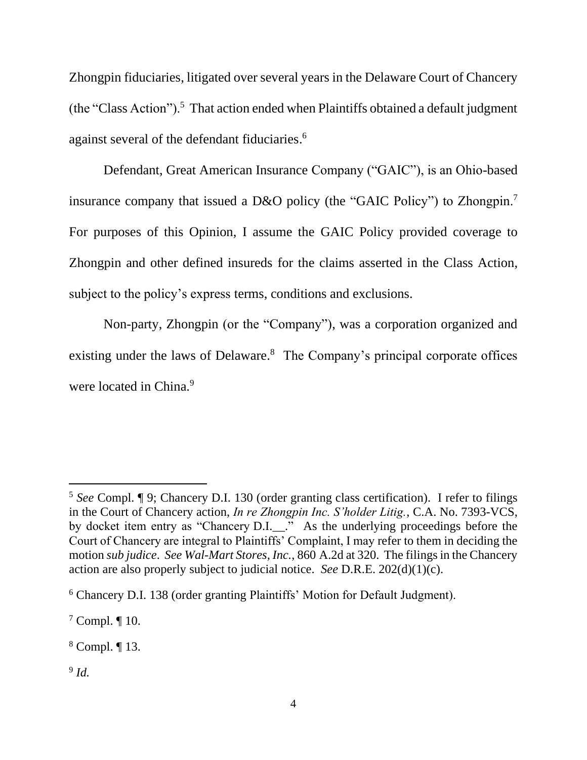Zhongpin fiduciaries, litigated over several years in the Delaware Court of Chancery (the "Class Action").[5] That action ended when Plaintiffs obtained a default judgment against several of the defendant fiduciaries.[6]

Defendant, Great American Insurance Company ("GAIC"), is an Ohio-based insurance company that issued a D&O policy (the "GAIC Policy") to Zhongpin.[7] For purposes of this Opinion, I assume the GAIC Policy provided coverage to Zhongpin and other defined insureds for the claims asserted in the Class Action, subject to the policy's express terms, conditions and exclusions.

Non-party, Zhongpin (or the "Company"), was a corporation organized and existing under the laws of Delaware.[8] The Company's principal corporate offices were located in China.[9]

---

[5] *See* Compl. ¶ 9; Chancery D.I. 130 (order granting class certification). I refer to filings in the Court of Chancery action, *In re Zhongpin Inc. S'holder Litig.*, C.A. No. 7393-VCS, by docket item entry as "Chancery D.I.__." As the underlying proceedings before the Court of Chancery are integral to Plaintiffs' Complaint, I may refer to them in deciding the motion *sub judice*. *See Wal-Mart Stores, Inc.*, 860 A.2d at 320. The filings in the Chancery action are also properly subject to judicial notice. *See* D.R.E. 202(d)(1)(c).

[6] Chancery D.I. 138 (order granting Plaintiffs' Motion for Default Judgment).

[7] Compl. ¶ 10.

[8] Compl. ¶ 13.

[9] *Id.*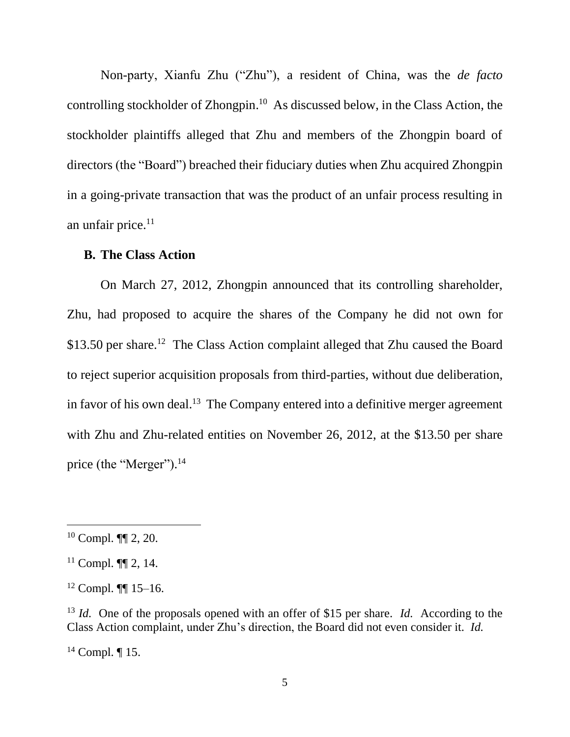Non-party, Xianfu Zhu ("Zhu"), a resident of China, was the *de facto* controlling stockholder of Zhongpin.[10] As discussed below, in the Class Action, the stockholder plaintiffs alleged that Zhu and members of the Zhongpin board of directors (the "Board") breached their fiduciary duties when Zhu acquired Zhongpin in a going-private transaction that was the product of an unfair process resulting in an unfair price.[11]

**B. The Class Action**

On March 27, 2012, Zhongpin announced that its controlling shareholder, Zhu, had proposed to acquire the shares of the Company he did not own for $13.50 per share.[12] The Class Action complaint alleged that Zhu caused the Board to reject superior acquisition proposals from third-parties, without due deliberation, in favor of his own deal.[13] The Company entered into a definitive merger agreement with Zhu and Zhu-related entities on November 26, 2012, at the $13.50 per share price (the "Merger").[14]

---

[10] Compl. ¶¶ 2, 20.

[11] Compl. ¶¶ 2, 14.

[12] Compl. ¶¶ 15–16.

[13] *Id.* One of the proposals opened with an offer of $15 per share. *Id.* According to the Class Action complaint, under Zhu's direction, the Board did not even consider it. *Id.*

[14] Compl. ¶ 15.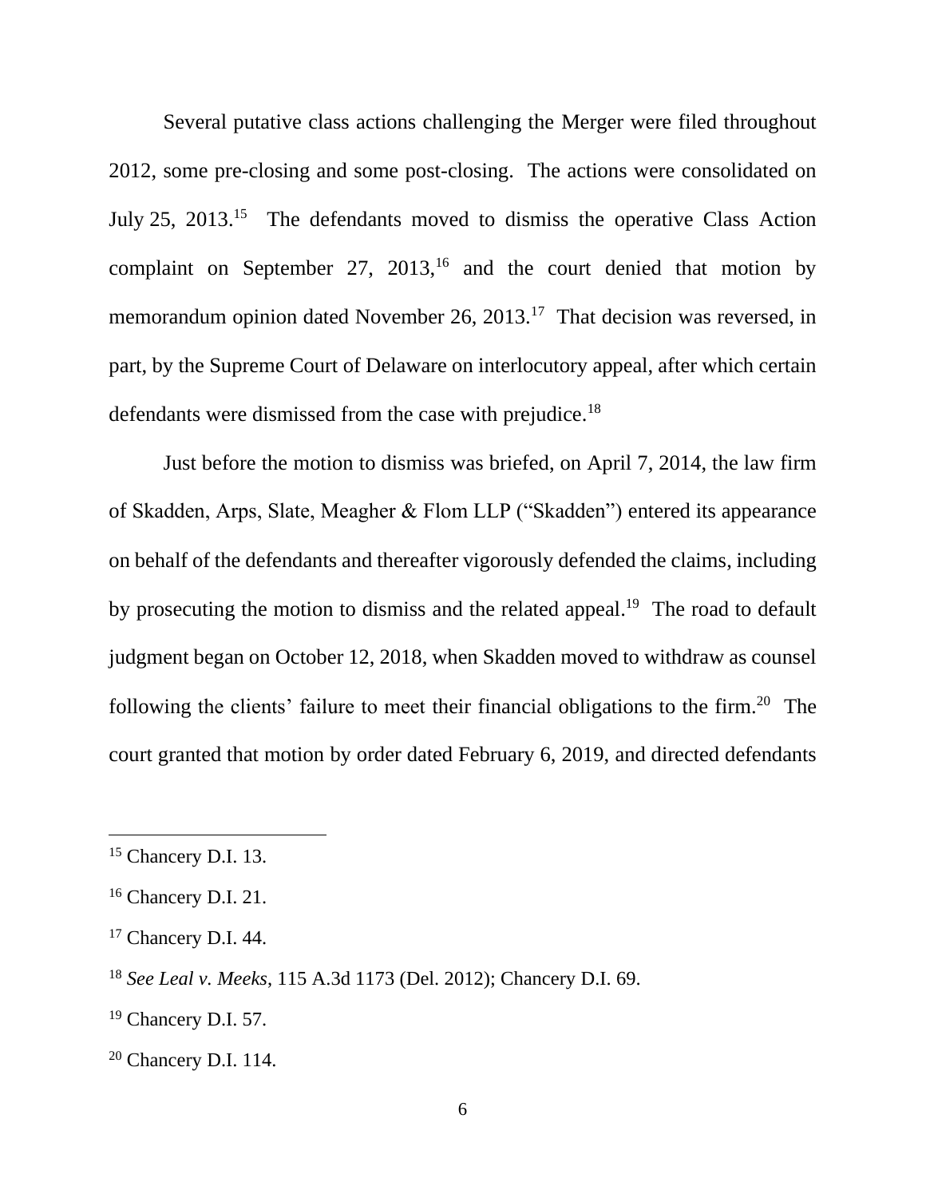Several putative class actions challenging the Merger were filed throughout 2012, some pre-closing and some post-closing. The actions were consolidated on July 25, 2013.[15] The defendants moved to dismiss the operative Class Action complaint on September 27, 2013,[16] and the court denied that motion by memorandum opinion dated November 26, 2013.[17] That decision was reversed, in part, by the Supreme Court of Delaware on interlocutory appeal, after which certain defendants were dismissed from the case with prejudice.[18]

Just before the motion to dismiss was briefed, on April 7, 2014, the law firm of Skadden, Arps, Slate, Meagher & Flom LLP ("Skadden") entered its appearance on behalf of the defendants and thereafter vigorously defended the claims, including by prosecuting the motion to dismiss and the related appeal.[19] The road to default judgment began on October 12, 2018, when Skadden moved to withdraw as counsel following the clients' failure to meet their financial obligations to the firm.[20] The court granted that motion by order dated February 6, 2019, and directed defendants

---

[15] Chancery D.I. 13.

[16] Chancery D.I. 21.

[17] Chancery D.I. 44.

[18] *See Leal v. Meeks*, 115 A.3d 1173 (Del. 2012); Chancery D.I. 69.

[19] Chancery D.I. 57.

[20] Chancery D.I. 114.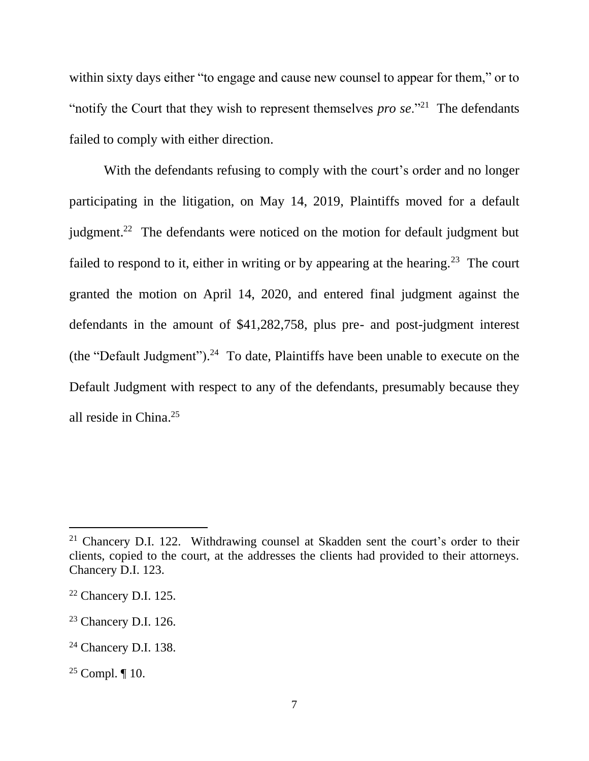within sixty days either "to engage and cause new counsel to appear for them," or to "notify the Court that they wish to represent themselves *pro se*."[21] The defendants failed to comply with either direction.

With the defendants refusing to comply with the court's order and no longer participating in the litigation, on May 14, 2019, Plaintiffs moved for a default judgment.[22] The defendants were noticed on the motion for default judgment but failed to respond to it, either in writing or by appearing at the hearing.[23] The court granted the motion on April 14, 2020, and entered final judgment against the defendants in the amount of $41,282,758, plus pre- and post-judgment interest (the "Default Judgment").[24] To date, Plaintiffs have been unable to execute on the Default Judgment with respect to any of the defendants, presumably because they all reside in China.[25]

---

[21] Chancery D.I. 122. Withdrawing counsel at Skadden sent the court's order to their clients, copied to the court, at the addresses the clients had provided to their attorneys. Chancery D.I. 123.

[22] Chancery D.I. 125.

[23] Chancery D.I. 126.

[24] Chancery D.I. 138.

[25] Compl. ¶ 10.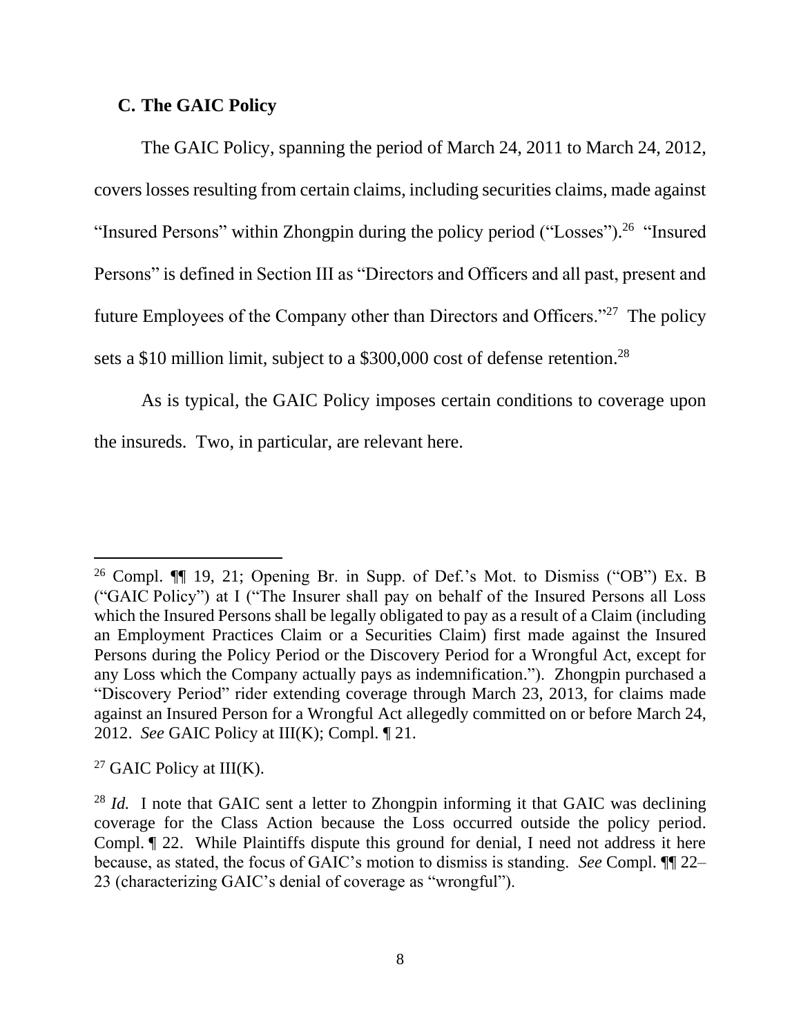### C. The GAIC Policy

The GAIC Policy, spanning the period of March 24, 2011 to March 24, 2012, covers losses resulting from certain claims, including securities claims, made against "Insured Persons" within Zhongpin during the policy period ("Losses").[26] "Insured Persons" is defined in Section III as "Directors and Officers and all past, present and future Employees of the Company other than Directors and Officers."[27] The policy sets a $10 million limit, subject to a $300,000 cost of defense retention.[28]

As is typical, the GAIC Policy imposes certain conditions to coverage upon the insureds. Two, in particular, are relevant here.

---

[26] Compl. ¶¶ 19, 21; Opening Br. in Supp. of Def.'s Mot. to Dismiss ("OB") Ex. B ("GAIC Policy") at I ("The Insurer shall pay on behalf of the Insured Persons all Loss which the Insured Persons shall be legally obligated to pay as a result of a Claim (including an Employment Practices Claim or a Securities Claim) first made against the Insured Persons during the Policy Period or the Discovery Period for a Wrongful Act, except for any Loss which the Company actually pays as indemnification."). Zhongpin purchased a "Discovery Period" rider extending coverage through March 23, 2013, for claims made against an Insured Person for a Wrongful Act allegedly committed on or before March 24, 2012. *See* GAIC Policy at III(K); Compl. ¶ 21.

[27] GAIC Policy at III(K).

[28] *Id.* I note that GAIC sent a letter to Zhongpin informing it that GAIC was declining coverage for the Class Action because the Loss occurred outside the policy period. Compl. ¶ 22. While Plaintiffs dispute this ground for denial, I need not address it here because, as stated, the focus of GAIC's motion to dismiss is standing. *See* Compl. ¶¶ 22–23 (characterizing GAIC's denial of coverage as "wrongful").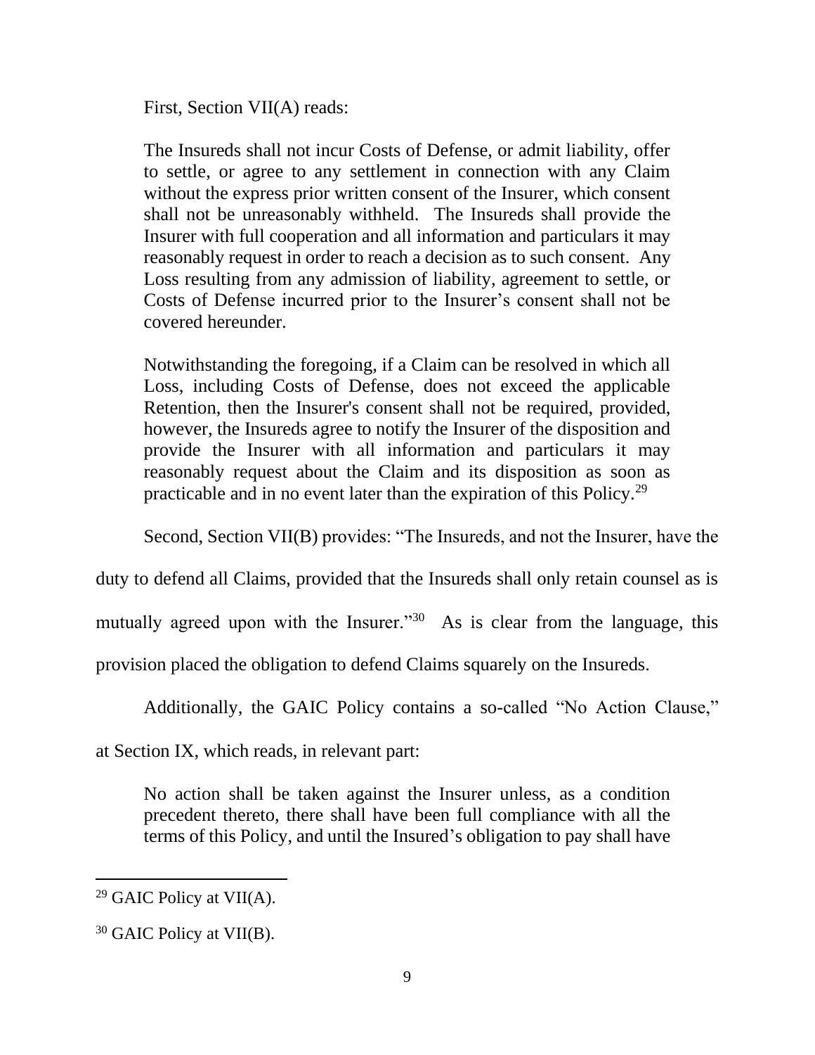First, Section VII(A) reads:

> The Insureds shall not incur Costs of Defense, or admit liability, offer to settle, or agree to any settlement in connection with any Claim without the express prior written consent of the Insurer, which consent shall not be unreasonably withheld. The Insureds shall provide the Insurer with full cooperation and all information and particulars it may reasonably request in order to reach a decision as to such consent. Any Loss resulting from any admission of liability, agreement to settle, or Costs of Defense incurred prior to the Insurer's consent shall not be covered hereunder.
>
> Notwithstanding the foregoing, if a Claim can be resolved in which all Loss, including Costs of Defense, does not exceed the applicable Retention, then the Insurer's consent shall not be required, provided, however, the Insureds agree to notify the Insurer of the disposition and provide the Insurer with all information and particulars it may reasonably request about the Claim and its disposition as soon as practicable and in no event later than the expiration of this Policy.[29]

Second, Section VII(B) provides: "The Insureds, and not the Insurer, have the duty to defend all Claims, provided that the Insureds shall only retain counsel as is mutually agreed upon with the Insurer."[30] As is clear from the language, this provision placed the obligation to defend Claims squarely on the Insureds.

Additionally, the GAIC Policy contains a so-called "No Action Clause," at Section IX, which reads, in relevant part:

> No action shall be taken against the Insurer unless, as a condition precedent thereto, there shall have been full compliance with all the terms of this Policy, and until the Insured's obligation to pay shall have

---

[29] GAIC Policy at VII(A).

[30] GAIC Policy at VII(B).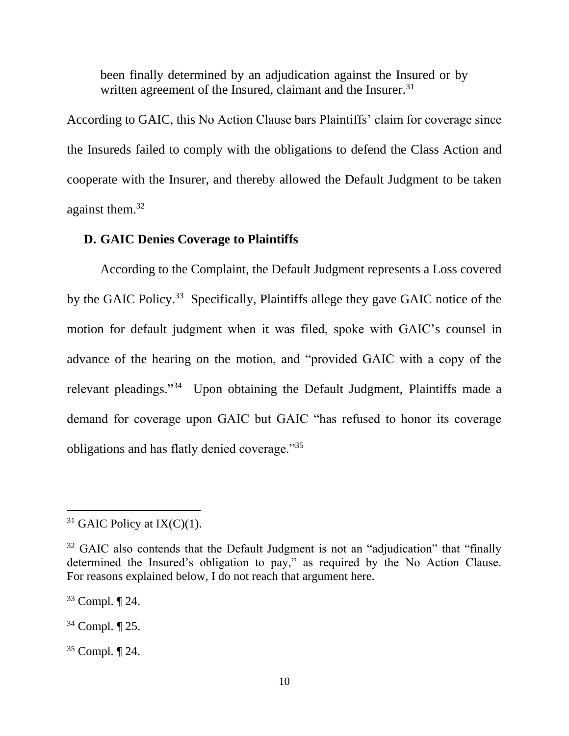> been finally determined by an adjudication against the Insured or by written agreement of the Insured, claimant and the Insurer.[31]

According to GAIC, this No Action Clause bars Plaintiffs' claim for coverage since the Insureds failed to comply with the obligations to defend the Class Action and cooperate with the Insurer, and thereby allowed the Default Judgment to be taken against them.[32]

### D. GAIC Denies Coverage to Plaintiffs

According to the Complaint, the Default Judgment represents a Loss covered by the GAIC Policy.[33] Specifically, Plaintiffs allege they gave GAIC notice of the motion for default judgment when it was filed, spoke with GAIC's counsel in advance of the hearing on the motion, and "provided GAIC with a copy of the relevant pleadings."[34] Upon obtaining the Default Judgment, Plaintiffs made a demand for coverage upon GAIC but GAIC "has refused to honor its coverage obligations and has flatly denied coverage."[35]

---

[31] GAIC Policy at IX(C)(1).

[32] GAIC also contends that the Default Judgment is not an "adjudication" that "finally determined the Insured's obligation to pay," as required by the No Action Clause. For reasons explained below, I do not reach that argument here.

[33] Compl. ¶ 24.

[34] Compl. ¶ 25.

[35] Compl. ¶ 24.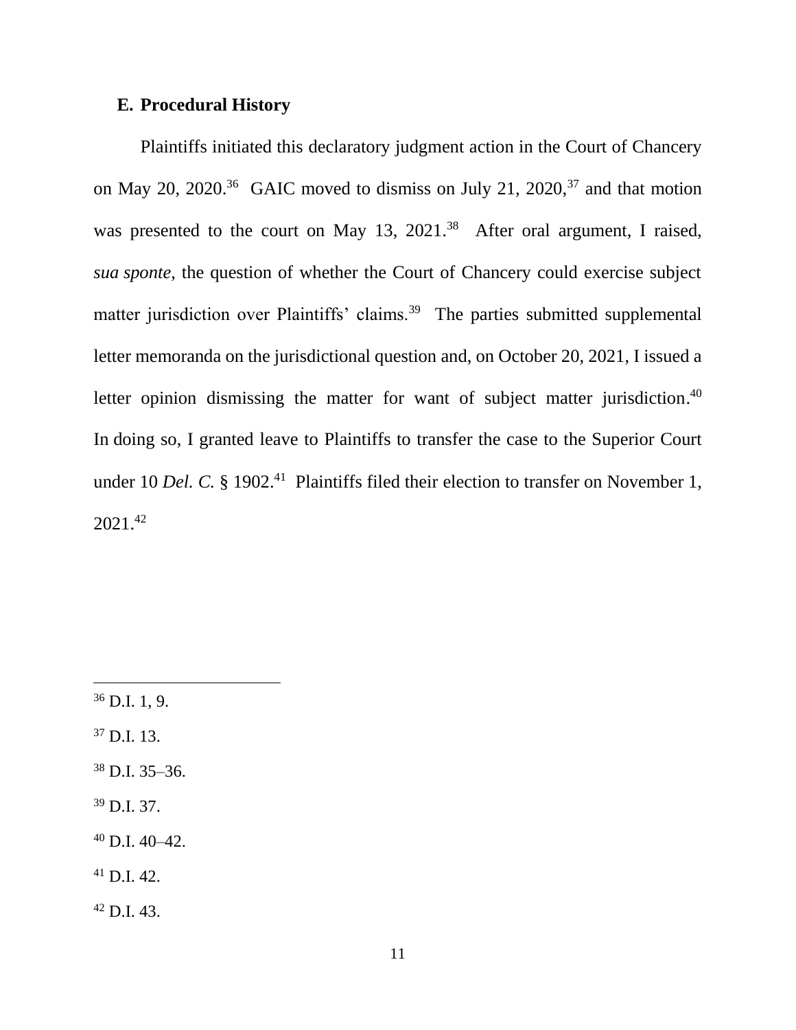### E. Procedural History

Plaintiffs initiated this declaratory judgment action in the Court of Chancery on May 20, 2020.[36] GAIC moved to dismiss on July 21, 2020,[37] and that motion was presented to the court on May 13, 2021.[38] After oral argument, I raised, *sua sponte*, the question of whether the Court of Chancery could exercise subject matter jurisdiction over Plaintiffs' claims.[39] The parties submitted supplemental letter memoranda on the jurisdictional question and, on October 20, 2021, I issued a letter opinion dismissing the matter for want of subject matter jurisdiction.[40] In doing so, I granted leave to Plaintiffs to transfer the case to the Superior Court under 10 *Del. C.* § 1902.[41] Plaintiffs filed their election to transfer on November 1, 2021.[42]

---

[36] D.I. 1, 9.

[37] D.I. 13.

[38] D.I. 35–36.

[39] D.I. 37.

[40] D.I. 40–42.

[41] D.I. 42.

[42] D.I. 43.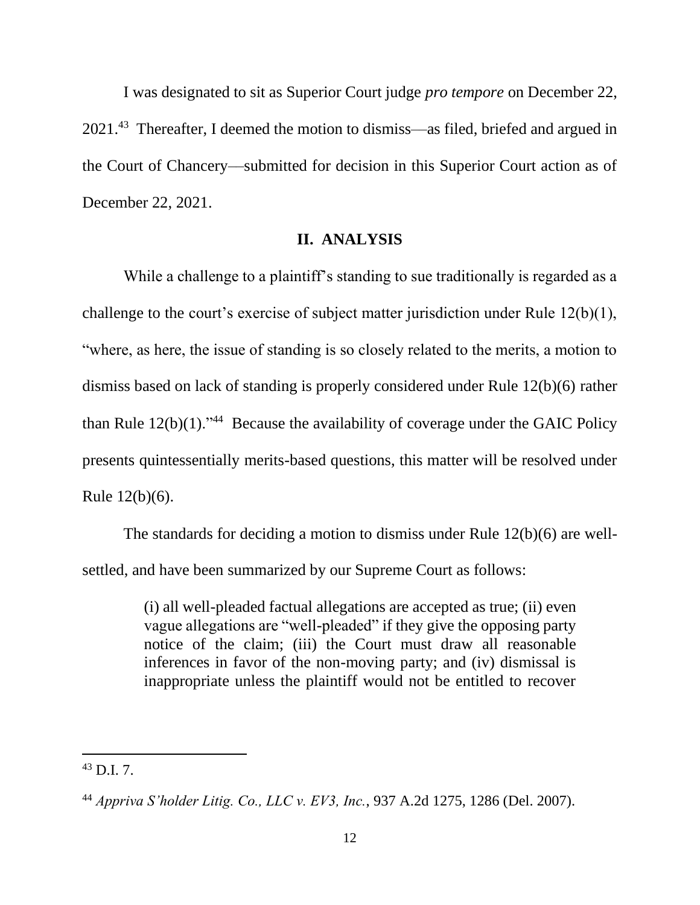I was designated to sit as Superior Court judge *pro tempore* on December 22, 2021.[43] Thereafter, I deemed the motion to dismiss—as filed, briefed and argued in the Court of Chancery—submitted for decision in this Superior Court action as of December 22, 2021.

## II. ANALYSIS

While a challenge to a plaintiff's standing to sue traditionally is regarded as a challenge to the court's exercise of subject matter jurisdiction under Rule 12(b)(1), "where, as here, the issue of standing is so closely related to the merits, a motion to dismiss based on lack of standing is properly considered under Rule 12(b)(6) rather than Rule 12(b)(1)."[44] Because the availability of coverage under the GAIC Policy presents quintessentially merits-based questions, this matter will be resolved under Rule 12(b)(6).

The standards for deciding a motion to dismiss under Rule 12(b)(6) are well-settled, and have been summarized by our Supreme Court as follows:

> (i) all well-pleaded factual allegations are accepted as true; (ii) even vague allegations are "well-pleaded" if they give the opposing party notice of the claim; (iii) the Court must draw all reasonable inferences in favor of the non-moving party; and (iv) dismissal is inappropriate unless the plaintiff would not be entitled to recover

---

[43] D.I. 7.

[44] *Appriva S'holder Litig. Co., LLC v. EV3, Inc.*, 937 A.2d 1275, 1286 (Del. 2007).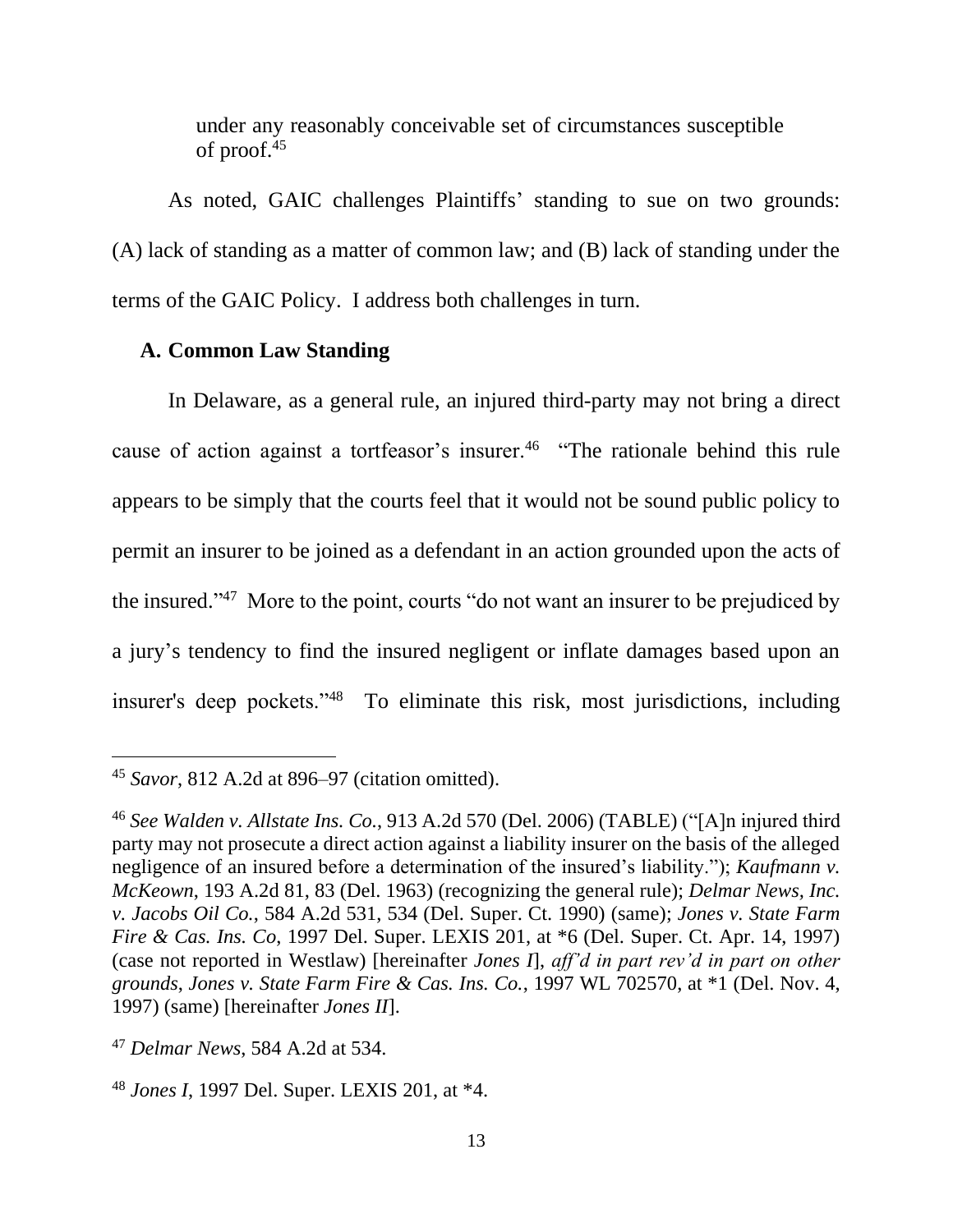under any reasonably conceivable set of circumstances susceptible of proof.[45]

As noted, GAIC challenges Plaintiffs' standing to sue on two grounds: (A) lack of standing as a matter of common law; and (B) lack of standing under the terms of the GAIC Policy. I address both challenges in turn.

### A. Common Law Standing

In Delaware, as a general rule, an injured third-party may not bring a direct cause of action against a tortfeasor's insurer.[46] "The rationale behind this rule appears to be simply that the courts feel that it would not be sound public policy to permit an insurer to be joined as a defendant in an action grounded upon the acts of the insured."[47] More to the point, courts "do not want an insurer to be prejudiced by a jury's tendency to find the insured negligent or inflate damages based upon an insurer's deep pockets."[48] To eliminate this risk, most jurisdictions, including

---

[45] *Savor*, 812 A.2d at 896–97 (citation omitted).

[46] *See Walden v. Allstate Ins. Co.*, 913 A.2d 570 (Del. 2006) (TABLE) ("[A]n injured third party may not prosecute a direct action against a liability insurer on the basis of the alleged negligence of an insured before a determination of the insured's liability."); *Kaufmann v. McKeown*, 193 A.2d 81, 83 (Del. 1963) (recognizing the general rule); *Delmar News, Inc. v. Jacobs Oil Co.*, 584 A.2d 531, 534 (Del. Super. Ct. 1990) (same); *Jones v. State Farm Fire & Cas. Ins. Co*, 1997 Del. Super. LEXIS 201, at *6 (Del. Super. Ct. Apr. 14, 1997) (case not reported in Westlaw) [hereinafter *Jones I*], *aff'd in part rev'd in part on other grounds*, *Jones v. State Farm Fire & Cas. Ins. Co.*, 1997 WL 702570, at *1 (Del. Nov. 4, 1997) (same) [hereinafter *Jones II*].

[47] *Delmar News*, 584 A.2d at 534.

[48] *Jones I*, 1997 Del. Super. LEXIS 201, at *4.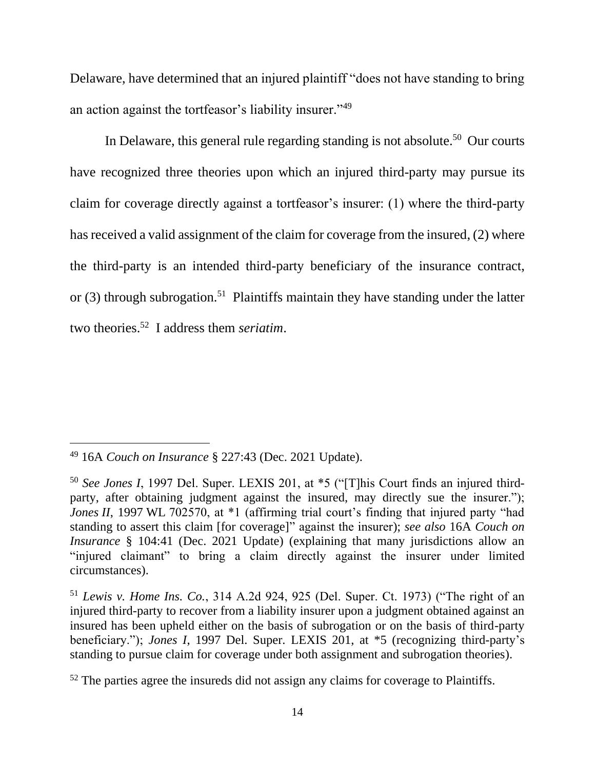Delaware, have determined that an injured plaintiff "does not have standing to bring an action against the tortfeasor's liability insurer."[49]

In Delaware, this general rule regarding standing is not absolute.[50] Our courts have recognized three theories upon which an injured third-party may pursue its claim for coverage directly against a tortfeasor's insurer: (1) where the third-party has received a valid assignment of the claim for coverage from the insured, (2) where the third-party is an intended third-party beneficiary of the insurance contract, or (3) through subrogation.[51] Plaintiffs maintain they have standing under the latter two theories.[52] I address them *seriatim*.

---

[49] 16A *Couch on Insurance* § 227:43 (Dec. 2021 Update).

[50] *See Jones I*, 1997 Del. Super. LEXIS 201, at *5 ("[T]his Court finds an injured third-party, after obtaining judgment against the insured, may directly sue the insurer."); *Jones II*, 1997 WL 702570, at *1 (affirming trial court's finding that injured party "had standing to assert this claim [for coverage]" against the insurer); *see also* 16A *Couch on Insurance* § 104:41 (Dec. 2021 Update) (explaining that many jurisdictions allow an "injured claimant" to bring a claim directly against the insurer under limited circumstances).

[51] *Lewis v. Home Ins. Co.*, 314 A.2d 924, 925 (Del. Super. Ct. 1973) ("The right of an injured third-party to recover from a liability insurer upon a judgment obtained against an insured has been upheld either on the basis of subrogation or on the basis of third-party beneficiary."); *Jones I*, 1997 Del. Super. LEXIS 201, at *5 (recognizing third-party's standing to pursue claim for coverage under both assignment and subrogation theories).

[52] The parties agree the insureds did not assign any claims for coverage to Plaintiffs.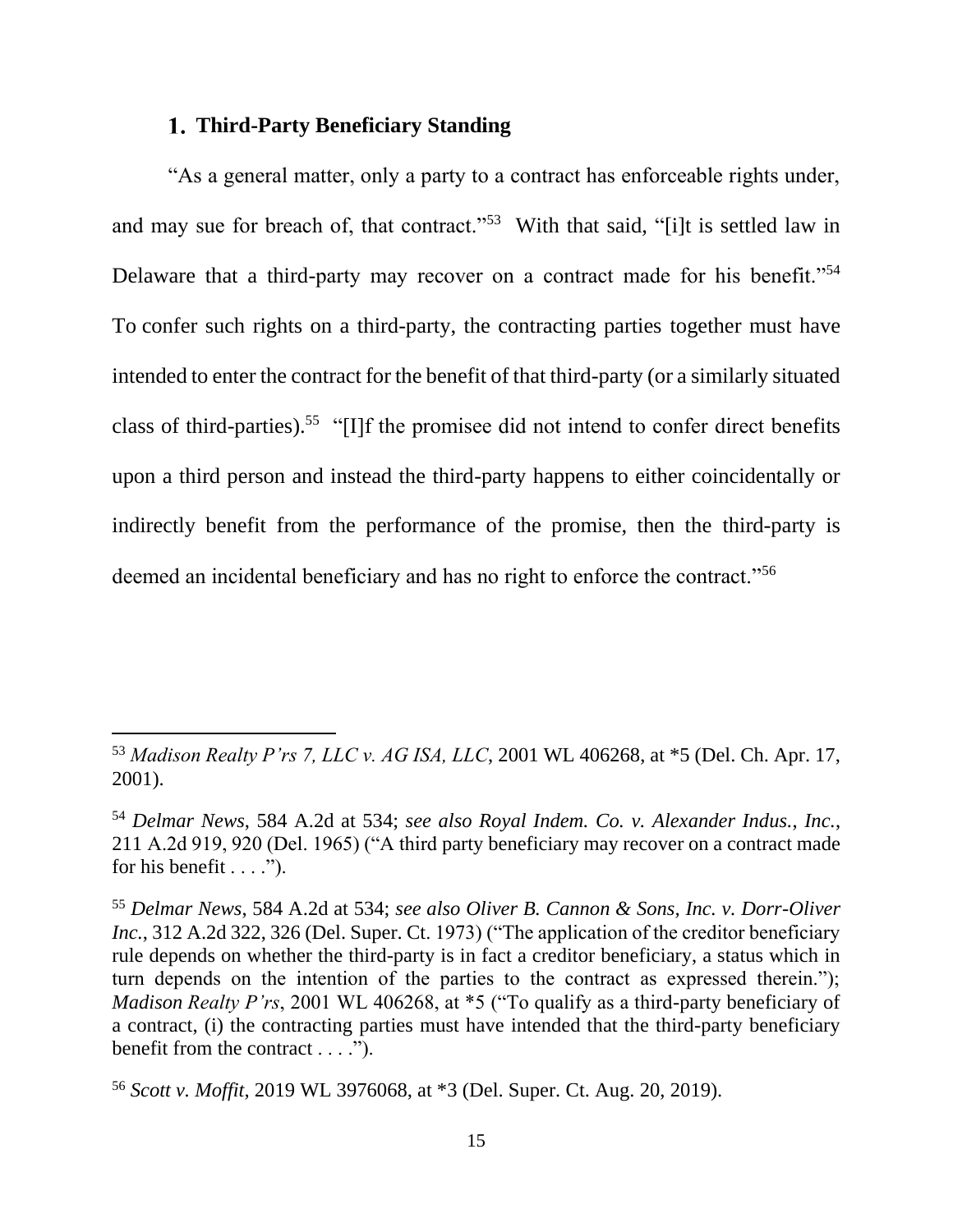### 1. Third-Party Beneficiary Standing

"As a general matter, only a party to a contract has enforceable rights under, and may sue for breach of, that contract."[53] With that said, "[i]t is settled law in Delaware that a third-party may recover on a contract made for his benefit."[54] To confer such rights on a third-party, the contracting parties together must have intended to enter the contract for the benefit of that third-party (or a similarly situated class of third-parties).[55] "[I]f the promisee did not intend to confer direct benefits upon a third person and instead the third-party happens to either coincidentally or indirectly benefit from the performance of the promise, then the third-party is deemed an incidental beneficiary and has no right to enforce the contract."[56]

---

[53] *Madison Realty P'rs 7, LLC v. AG ISA, LLC*, 2001 WL 406268, at *5 (Del. Ch. Apr. 17, 2001).

[54] *Delmar News*, 584 A.2d at 534; *see also Royal Indem. Co. v. Alexander Indus., Inc.*, 211 A.2d 919, 920 (Del. 1965) ("A third party beneficiary may recover on a contract made for his benefit . . . .").

[55] *Delmar News*, 584 A.2d at 534; *see also Oliver B. Cannon & Sons, Inc. v. Dorr-Oliver Inc.*, 312 A.2d 322, 326 (Del. Super. Ct. 1973) ("The application of the creditor beneficiary rule depends on whether the third-party is in fact a creditor beneficiary, a status which in turn depends on the intention of the parties to the contract as expressed therein."); *Madison Realty P'rs*, 2001 WL 406268, at *5 ("To qualify as a third-party beneficiary of a contract, (i) the contracting parties must have intended that the third-party beneficiary benefit from the contract . . . .").

[56] *Scott v. Moffit*, 2019 WL 3976068, at *3 (Del. Super. Ct. Aug. 20, 2019).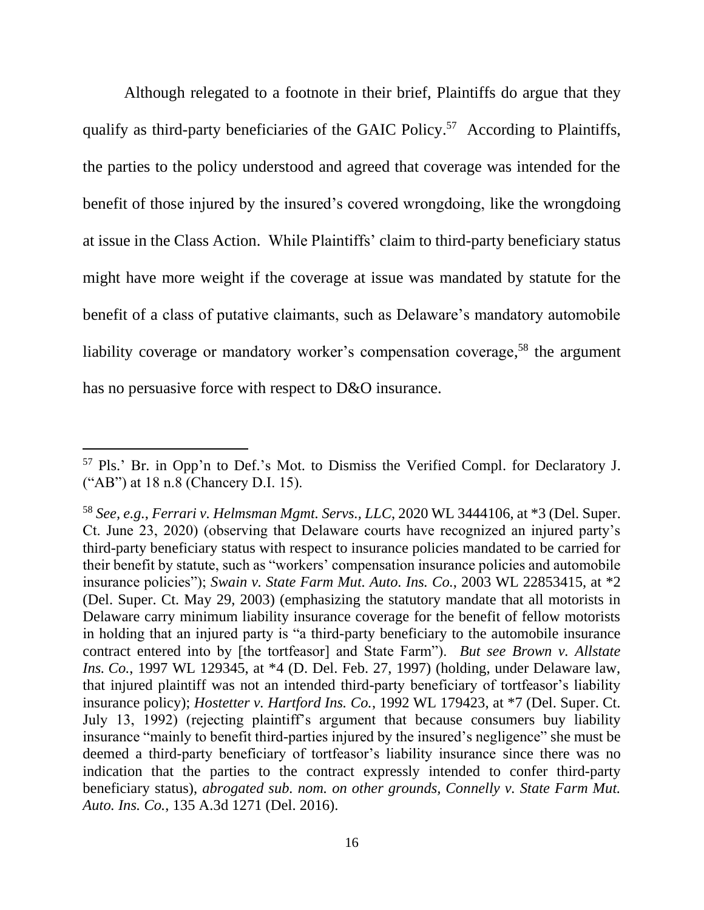Although relegated to a footnote in their brief, Plaintiffs do argue that they qualify as third-party beneficiaries of the GAIC Policy.[57] According to Plaintiffs, the parties to the policy understood and agreed that coverage was intended for the benefit of those injured by the insured's covered wrongdoing, like the wrongdoing at issue in the Class Action. While Plaintiffs' claim to third-party beneficiary status might have more weight if the coverage at issue was mandated by statute for the benefit of a class of putative claimants, such as Delaware's mandatory automobile liability coverage or mandatory worker's compensation coverage,[58] the argument has no persuasive force with respect to D&O insurance.

---

[57] Pls.' Br. in Opp'n to Def.'s Mot. to Dismiss the Verified Compl. for Declaratory J. ("AB") at 18 n.8 (Chancery D.I. 15).

[58] *See, e.g.*, *Ferrari v. Helmsman Mgmt. Servs., LLC*, 2020 WL 3444106, at *3 (Del. Super. Ct. June 23, 2020) (observing that Delaware courts have recognized an injured party's third-party beneficiary status with respect to insurance policies mandated to be carried for their benefit by statute, such as "workers' compensation insurance policies and automobile insurance policies"); *Swain v. State Farm Mut. Auto. Ins. Co.*, 2003 WL 22853415, at *2 (Del. Super. Ct. May 29, 2003) (emphasizing the statutory mandate that all motorists in Delaware carry minimum liability insurance coverage for the benefit of fellow motorists in holding that an injured party is "a third-party beneficiary to the automobile insurance contract entered into by [the tortfeasor] and State Farm"). *But see Brown v. Allstate Ins. Co.*, 1997 WL 129345, at *4 (D. Del. Feb. 27, 1997) (holding, under Delaware law, that injured plaintiff was not an intended third-party beneficiary of tortfeasor's liability insurance policy); *Hostetter v. Hartford Ins. Co.*, 1992 WL 179423, at *7 (Del. Super. Ct. July 13, 1992) (rejecting plaintiff's argument that because consumers buy liability insurance "mainly to benefit third-parties injured by the insured's negligence" she must be deemed a third-party beneficiary of tortfeasor's liability insurance since there was no indication that the parties to the contract expressly intended to confer third-party beneficiary status), *abrogated sub. nom. on other grounds, Connelly v. State Farm Mut. Auto. Ins. Co.*, 135 A.3d 1271 (Del. 2016).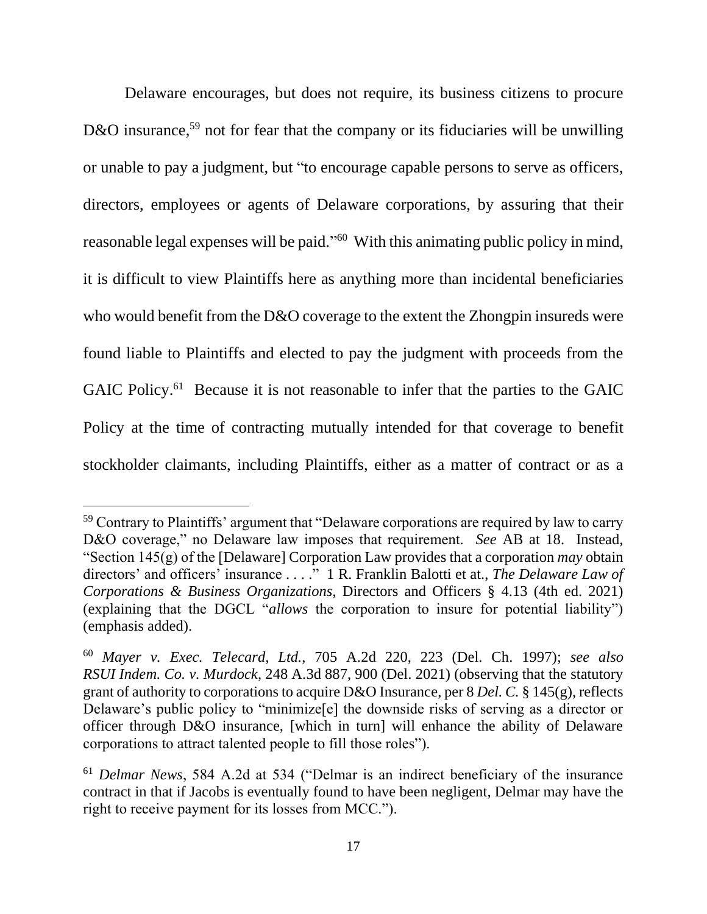Delaware encourages, but does not require, its business citizens to procure D&O insurance,[59] not for fear that the company or its fiduciaries will be unwilling or unable to pay a judgment, but "to encourage capable persons to serve as officers, directors, employees or agents of Delaware corporations, by assuring that their reasonable legal expenses will be paid."[60] With this animating public policy in mind, it is difficult to view Plaintiffs here as anything more than incidental beneficiaries who would benefit from the D&O coverage to the extent the Zhongpin insureds were found liable to Plaintiffs and elected to pay the judgment with proceeds from the GAIC Policy.[61] Because it is not reasonable to infer that the parties to the GAIC Policy at the time of contracting mutually intended for that coverage to benefit stockholder claimants, including Plaintiffs, either as a matter of contract or as a

---

[59] Contrary to Plaintiffs' argument that "Delaware corporations are required by law to carry D&O coverage," no Delaware law imposes that requirement. *See* AB at 18. Instead, "Section 145(g) of the [Delaware] Corporation Law provides that a corporation *may* obtain directors' and officers' insurance . . . ." 1 R. Franklin Balotti et at., *The Delaware Law of Corporations & Business Organizations*, Directors and Officers § 4.13 (4th ed. 2021) (explaining that the DGCL "*allows* the corporation to insure for potential liability") (emphasis added).

[60] *Mayer v. Exec. Telecard, Ltd.*, 705 A.2d 220, 223 (Del. Ch. 1997); *see also RSUI Indem. Co. v. Murdock*, 248 A.3d 887, 900 (Del. 2021) (observing that the statutory grant of authority to corporations to acquire D&O Insurance, per 8 *Del. C.* § 145(g), reflects Delaware's public policy to "minimize[e] the downside risks of serving as a director or officer through D&O insurance, [which in turn] will enhance the ability of Delaware corporations to attract talented people to fill those roles").

[61] *Delmar News*, 584 A.2d at 534 ("Delmar is an indirect beneficiary of the insurance contract in that if Jacobs is eventually found to have been negligent, Delmar may have the right to receive payment for its losses from MCC.").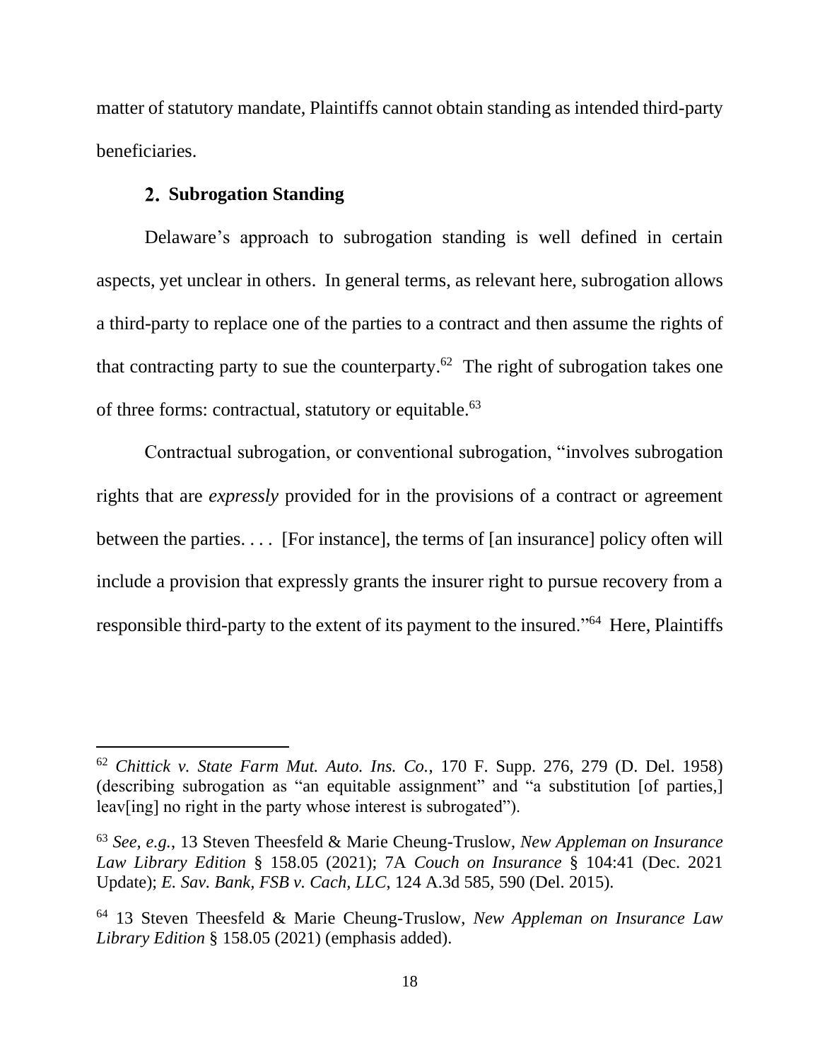matter of statutory mandate, Plaintiffs cannot obtain standing as intended third-party beneficiaries.

### 2. Subrogation Standing

Delaware's approach to subrogation standing is well defined in certain aspects, yet unclear in others. In general terms, as relevant here, subrogation allows a third-party to replace one of the parties to a contract and then assume the rights of that contracting party to sue the counterparty.[62] The right of subrogation takes one of three forms: contractual, statutory or equitable.[63]

Contractual subrogation, or conventional subrogation, "involves subrogation rights that are *expressly* provided for in the provisions of a contract or agreement between the parties. . . . [For instance], the terms of [an insurance] policy often will include a provision that expressly grants the insurer right to pursue recovery from a responsible third-party to the extent of its payment to the insured."[64] Here, Plaintiffs

---

[62] *Chittick v. State Farm Mut. Auto. Ins. Co.*, 170 F. Supp. 276, 279 (D. Del. 1958) (describing subrogation as "an equitable assignment" and "a substitution [of parties,] leav[ing] no right in the party whose interest is subrogated").

[63] *See, e.g.*, 13 Steven Theesfeld & Marie Cheung-Truslow, *New Appleman on Insurance Law Library Edition* § 158.05 (2021); 7A *Couch on Insurance* § 104:41 (Dec. 2021 Update); *E. Sav. Bank, FSB v. Cach, LLC*, 124 A.3d 585, 590 (Del. 2015).

[64] 13 Steven Theesfeld & Marie Cheung-Truslow, *New Appleman on Insurance Law Library Edition* § 158.05 (2021) (emphasis added).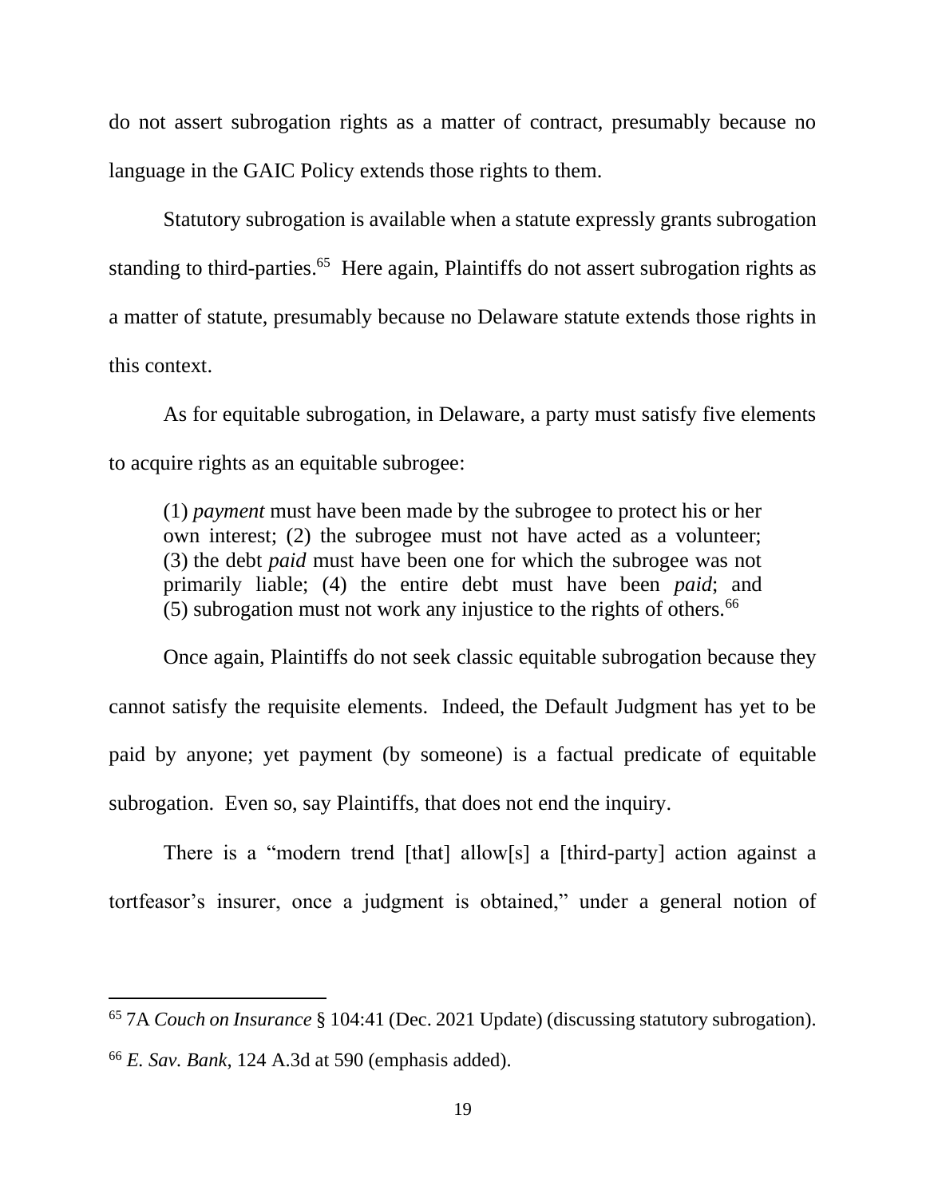do not assert subrogation rights as a matter of contract, presumably because no language in the GAIC Policy extends those rights to them.

Statutory subrogation is available when a statute expressly grants subrogation standing to third-parties.[65] Here again, Plaintiffs do not assert subrogation rights as a matter of statute, presumably because no Delaware statute extends those rights in this context.

As for equitable subrogation, in Delaware, a party must satisfy five elements to acquire rights as an equitable subrogee:

> (1) *payment* must have been made by the subrogee to protect his or her own interest; (2) the subrogee must not have acted as a volunteer; (3) the debt *paid* must have been one for which the subrogee was not primarily liable; (4) the entire debt must have been *paid*; and (5) subrogation must not work any injustice to the rights of others.[66]

Once again, Plaintiffs do not seek classic equitable subrogation because they cannot satisfy the requisite elements. Indeed, the Default Judgment has yet to be paid by anyone; yet payment (by someone) is a factual predicate of equitable subrogation. Even so, say Plaintiffs, that does not end the inquiry.

There is a "modern trend [that] allow[s] a [third-party] action against a tortfeasor's insurer, once a judgment is obtained," under a general notion of

---

[65] 7A *Couch on Insurance* § 104:41 (Dec. 2021 Update) (discussing statutory subrogation).

[66] *E. Sav. Bank*, 124 A.3d at 590 (emphasis added).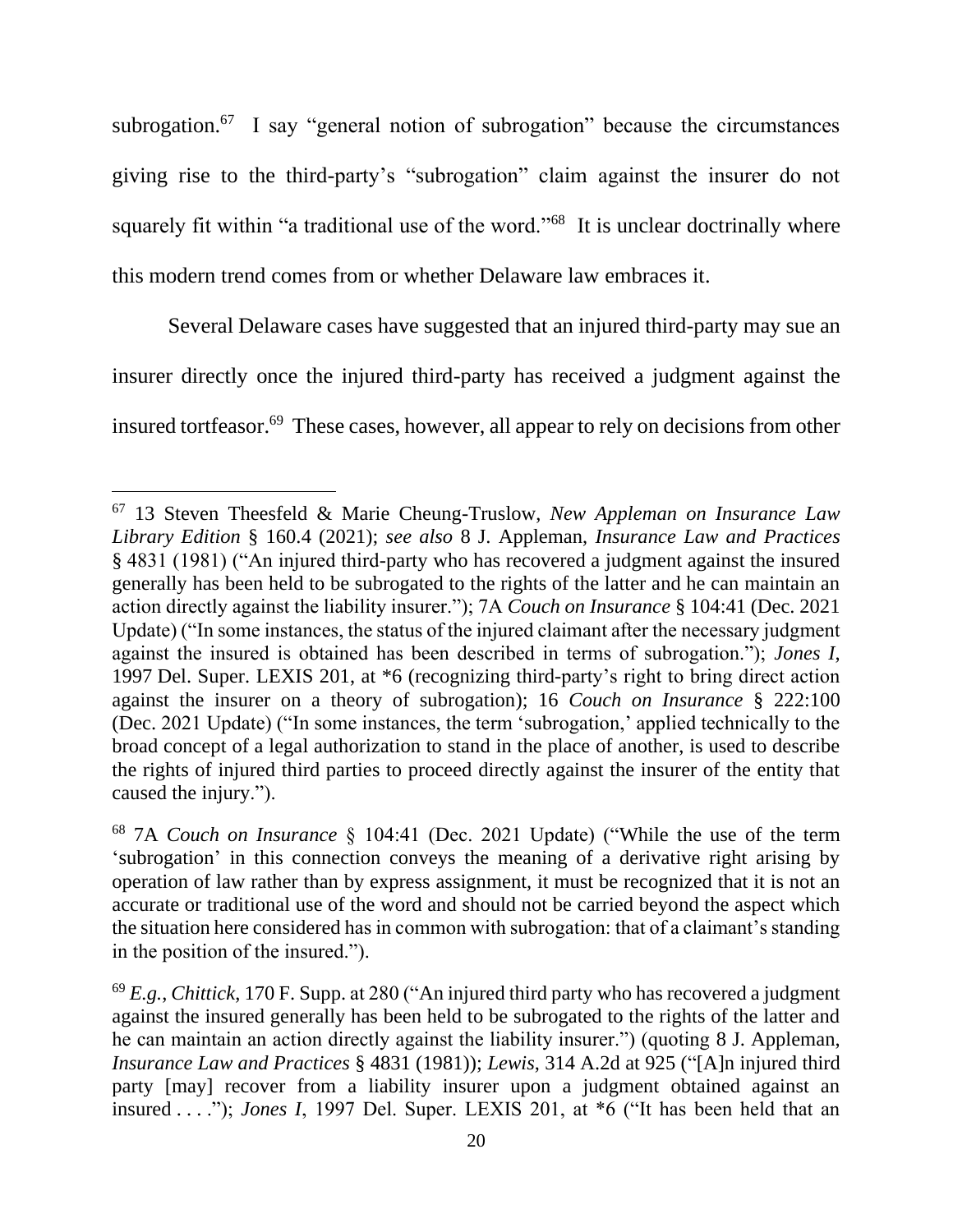subrogation.[67] I say "general notion of subrogation" because the circumstances giving rise to the third-party's "subrogation" claim against the insurer do not squarely fit within "a traditional use of the word."[68] It is unclear doctrinally where this modern trend comes from or whether Delaware law embraces it.

Several Delaware cases have suggested that an injured third-party may sue an insurer directly once the injured third-party has received a judgment against the insured tortfeasor.[69] These cases, however, all appear to rely on decisions from other

---

[67] 13 Steven Theesfeld & Marie Cheung-Truslow, *New Appleman on Insurance Law Library Edition* § 160.4 (2021); *see also* 8 J. Appleman, *Insurance Law and Practices* § 4831 (1981) ("An injured third-party who has recovered a judgment against the insured generally has been held to be subrogated to the rights of the latter and he can maintain an action directly against the liability insurer."); 7A *Couch on Insurance* § 104:41 (Dec. 2021 Update) ("In some instances, the status of the injured claimant after the necessary judgment against the insured is obtained has been described in terms of subrogation."); *Jones I*, 1997 Del. Super. LEXIS 201, at *6 (recognizing third-party's right to bring direct action against the insurer on a theory of subrogation); 16 *Couch on Insurance* § 222:100 (Dec. 2021 Update) ("In some instances, the term 'subrogation,' applied technically to the broad concept of a legal authorization to stand in the place of another, is used to describe the rights of injured third parties to proceed directly against the insurer of the entity that caused the injury.").

[68] 7A *Couch on Insurance* § 104:41 (Dec. 2021 Update) ("While the use of the term 'subrogation' in this connection conveys the meaning of a derivative right arising by operation of law rather than by express assignment, it must be recognized that it is not an accurate or traditional use of the word and should not be carried beyond the aspect which the situation here considered has in common with subrogation: that of a claimant's standing in the position of the insured.").

[69] *E.g.*, *Chittick*, 170 F. Supp. at 280 ("An injured third party who has recovered a judgment against the insured generally has been held to be subrogated to the rights of the latter and he can maintain an action directly against the liability insurer.") (quoting 8 J. Appleman, *Insurance Law and Practices* § 4831 (1981)); *Lewis*, 314 A.2d at 925 ("[A]n injured third party [may] recover from a liability insurer upon a judgment obtained against an insured . . . ."); *Jones I*, 1997 Del. Super. LEXIS 201, at *6 ("It has been held that an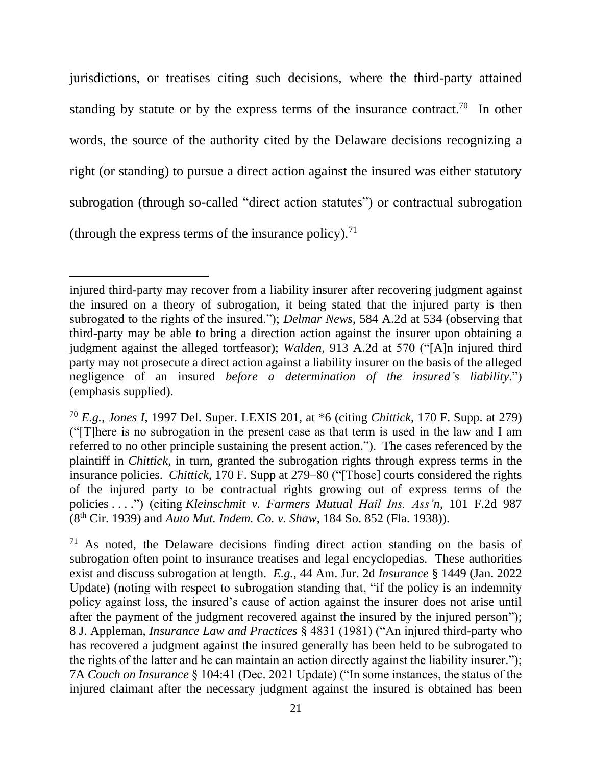jurisdictions, or treatises citing such decisions, where the third-party attained standing by statute or by the express terms of the insurance contract.[70] In other words, the source of the authority cited by the Delaware decisions recognizing a right (or standing) to pursue a direct action against the insured was either statutory subrogation (through so-called "direct action statutes") or contractual subrogation (through the express terms of the insurance policy).[71]

---

injured third-party may recover from a liability insurer after recovering judgment against the insured on a theory of subrogation, it being stated that the injured party is then subrogated to the rights of the insured."); *Delmar News*, 584 A.2d at 534 (observing that third-party may be able to bring a direction action against the insurer upon obtaining a judgment against the alleged tortfeasor); *Walden*, 913 A.2d at 570 ("[A]n injured third party may not prosecute a direct action against a liability insurer on the basis of the alleged negligence of an insured *before a determination of the insured's liability*.") (emphasis supplied).

[70] *E.g.*, *Jones I*, 1997 Del. Super. LEXIS 201, at *6 (citing *Chittick*, 170 F. Supp. at 279) ("[T]here is no subrogation in the present case as that term is used in the law and I am referred to no other principle sustaining the present action."). The cases referenced by the plaintiff in *Chittick*, in turn, granted the subrogation rights through express terms in the insurance policies. *Chittick*, 170 F. Supp at 279–80 ("[Those] courts considered the rights of the injured party to be contractual rights growing out of express terms of the policies . . . .") (citing *Kleinschmit v. Farmers Mutual Hail Ins. Ass'n*, 101 F.2d 987 (8th Cir. 1939) and *Auto Mut. Indem. Co. v. Shaw*, 184 So. 852 (Fla. 1938)).

[71] As noted, the Delaware decisions finding direct action standing on the basis of subrogation often point to insurance treatises and legal encyclopedias. These authorities exist and discuss subrogation at length. *E.g.*, 44 Am. Jur. 2d *Insurance* § 1449 (Jan. 2022 Update) (noting with respect to subrogation standing that, "if the policy is an indemnity policy against loss, the insured's cause of action against the insurer does not arise until after the payment of the judgment recovered against the insured by the injured person"); 8 J. Appleman, *Insurance Law and Practices* § 4831 (1981) ("An injured third-party who has recovered a judgment against the insured generally has been held to be subrogated to the rights of the latter and he can maintain an action directly against the liability insurer."); 7A *Couch on Insurance* § 104:41 (Dec. 2021 Update) ("In some instances, the status of the injured claimant after the necessary judgment against the insured is obtained has been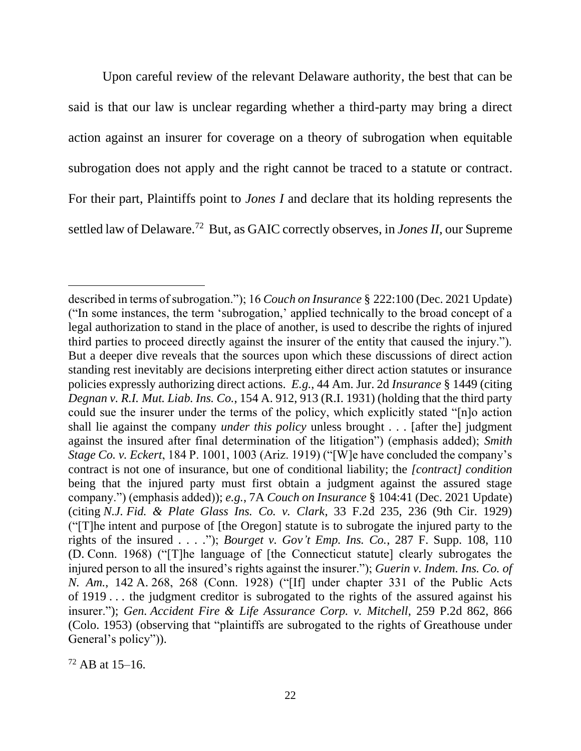Upon careful review of the relevant Delaware authority, the best that can be said is that our law is unclear regarding whether a third-party may bring a direct action against an insurer for coverage on a theory of subrogation when equitable subrogation does not apply and the right cannot be traced to a statute or contract. For their part, Plaintiffs point to *Jones I* and declare that its holding represents the settled law of Delaware.[72] But, as GAIC correctly observes, in *Jones II*, our Supreme

---

described in terms of subrogation."); 16 *Couch on Insurance* § 222:100 (Dec. 2021 Update) ("In some instances, the term 'subrogation,' applied technically to the broad concept of a legal authorization to stand in the place of another, is used to describe the rights of injured third parties to proceed directly against the insurer of the entity that caused the injury."). But a deeper dive reveals that the sources upon which these discussions of direct action standing rest inevitably are decisions interpreting either direct action statutes or insurance policies expressly authorizing direct actions. *E.g.*, 44 Am. Jur. 2d *Insurance* § 1449 (citing *Degnan v. R.I. Mut. Liab. Ins. Co.*, 154 A. 912, 913 (R.I. 1931) (holding that the third party could sue the insurer under the terms of the policy, which explicitly stated "[n]o action shall lie against the company *under this policy* unless brought . . . [after the] judgment against the insured after final determination of the litigation") (emphasis added); *Smith Stage Co. v. Eckert*, 184 P. 1001, 1003 (Ariz. 1919) ("[W]e have concluded the company's contract is not one of insurance, but one of conditional liability; the *[contract] condition* being that the injured party must first obtain a judgment against the assured stage company.") (emphasis added)); *e.g.*, 7A *Couch on Insurance* § 104:41 (Dec. 2021 Update) (citing *N.J. Fid. & Plate Glass Ins. Co. v. Clark*, 33 F.2d 235, 236 (9th Cir. 1929) ("[T]he intent and purpose of [the Oregon] statute is to subrogate the injured party to the rights of the insured . . . ."); *Bourget v. Gov't Emp. Ins. Co.*, 287 F. Supp. 108, 110 (D. Conn. 1968) ("[T]he language of [the Connecticut statute] clearly subrogates the injured person to all the insured's rights against the insurer."); *Guerin v. Indem. Ins. Co. of N. Am.*, 142 A. 268, 268 (Conn. 1928) ("[If] under chapter 331 of the Public Acts of 1919 . . . the judgment creditor is subrogated to the rights of the assured against his insurer."); *Gen. Accident Fire & Life Assurance Corp. v. Mitchell*, 259 P.2d 862, 866 (Colo. 1953) (observing that "plaintiffs are subrogated to the rights of Greathouse under General's policy")).

[72] AB at 15–16.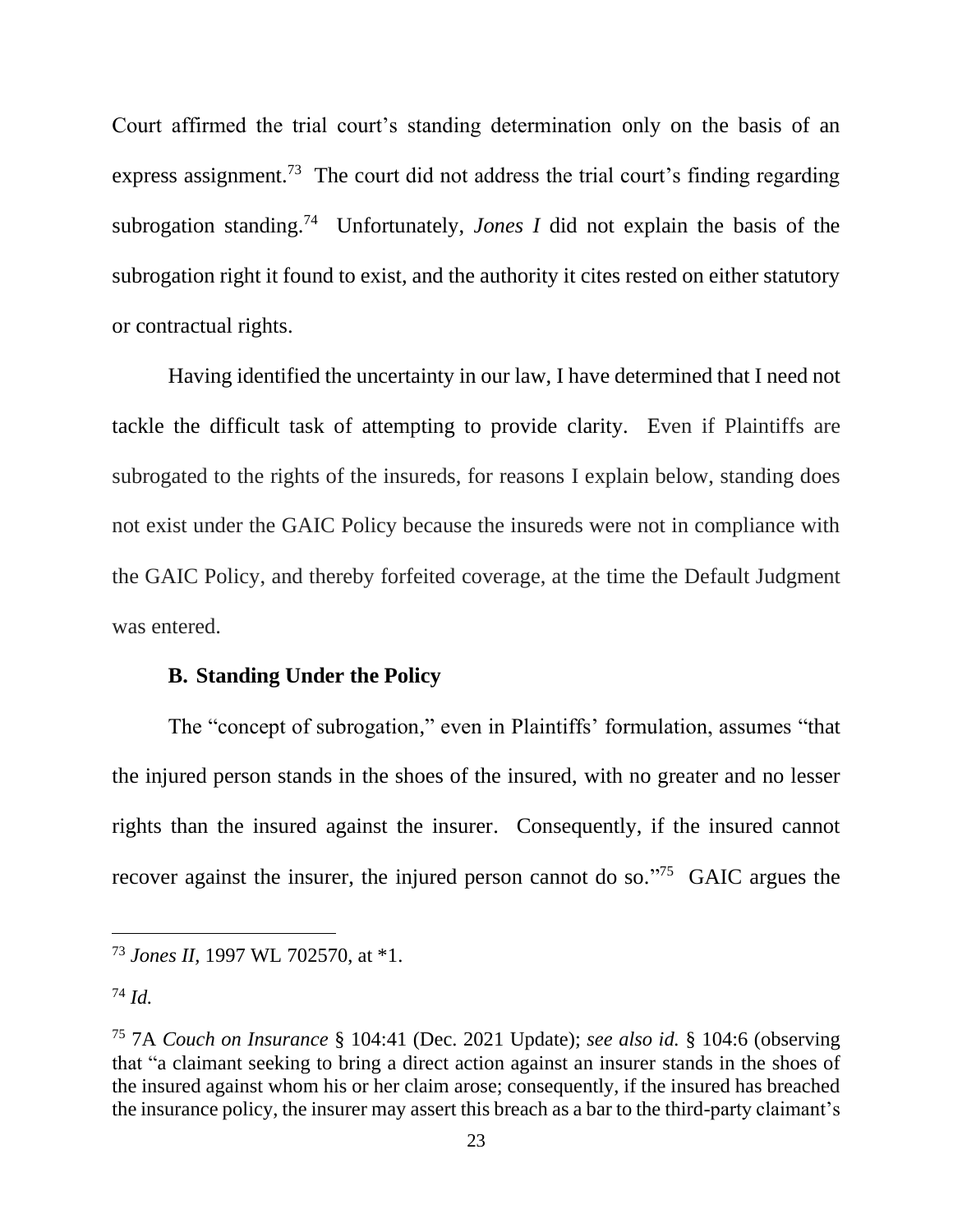Court affirmed the trial court's standing determination only on the basis of an express assignment.[73] The court did not address the trial court's finding regarding subrogation standing.[74] Unfortunately, *Jones I* did not explain the basis of the subrogation right it found to exist, and the authority it cites rested on either statutory or contractual rights.

Having identified the uncertainty in our law, I have determined that I need not tackle the difficult task of attempting to provide clarity. Even if Plaintiffs are subrogated to the rights of the insureds, for reasons I explain below, standing does not exist under the GAIC Policy because the insureds were not in compliance with the GAIC Policy, and thereby forfeited coverage, at the time the Default Judgment was entered.

### B. Standing Under the Policy

The "concept of subrogation," even in Plaintiffs' formulation, assumes "that the injured person stands in the shoes of the insured, with no greater and no lesser rights than the insured against the insurer. Consequently, if the insured cannot recover against the insurer, the injured person cannot do so."[75] GAIC argues the

---

[73] *Jones II*, 1997 WL 702570, at *1.

[74] *Id.*

[75] 7A *Couch on Insurance* § 104:41 (Dec. 2021 Update); *see also id.* § 104:6 (observing that "a claimant seeking to bring a direct action against an insurer stands in the shoes of the insured against whom his or her claim arose; consequently, if the insured has breached the insurance policy, the insurer may assert this breach as a bar to the third-party claimant's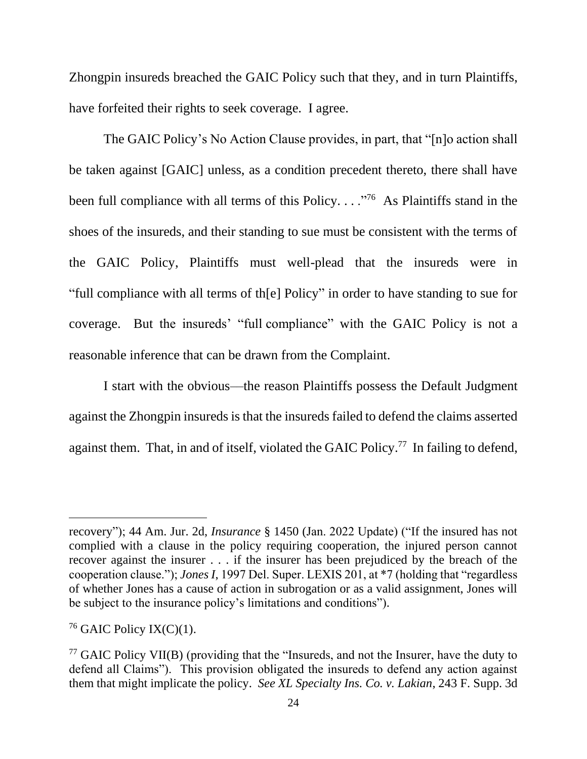Zhongpin insureds breached the GAIC Policy such that they, and in turn Plaintiffs, have forfeited their rights to seek coverage. I agree.

The GAIC Policy's No Action Clause provides, in part, that "[n]o action shall be taken against [GAIC] unless, as a condition precedent thereto, there shall have been full compliance with all terms of this Policy. . . ."[76] As Plaintiffs stand in the shoes of the insureds, and their standing to sue must be consistent with the terms of the GAIC Policy, Plaintiffs must well-plead that the insureds were in "full compliance with all terms of th[e] Policy" in order to have standing to sue for coverage. But the insureds' "full compliance" with the GAIC Policy is not a reasonable inference that can be drawn from the Complaint.

I start with the obvious—the reason Plaintiffs possess the Default Judgment against the Zhongpin insureds is that the insureds failed to defend the claims asserted against them. That, in and of itself, violated the GAIC Policy.[77] In failing to defend,

---

recovery"); 44 Am. Jur. 2d, *Insurance* § 1450 (Jan. 2022 Update) ("If the insured has not complied with a clause in the policy requiring cooperation, the injured person cannot recover against the insurer . . . if the insurer has been prejudiced by the breach of the cooperation clause."); *Jones I*, 1997 Del. Super. LEXIS 201, at *7 (holding that "regardless of whether Jones has a cause of action in subrogation or as a valid assignment, Jones will be subject to the insurance policy's limitations and conditions").

[76] GAIC Policy IX(C)(1).

[77] GAIC Policy VII(B) (providing that the "Insureds, and not the Insurer, have the duty to defend all Claims"). This provision obligated the insureds to defend any action against them that might implicate the policy. *See XL Specialty Ins. Co. v. Lakian*, 243 F. Supp. 3d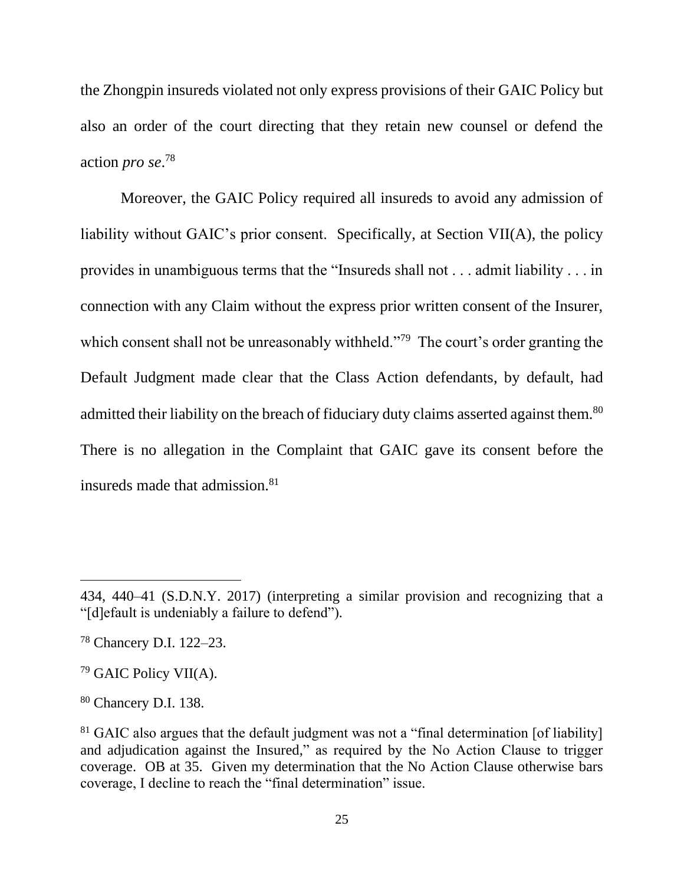the Zhongpin insureds violated not only express provisions of their GAIC Policy but also an order of the court directing that they retain new counsel or defend the action *pro se*.[78]

Moreover, the GAIC Policy required all insureds to avoid any admission of liability without GAIC's prior consent. Specifically, at Section VII(A), the policy provides in unambiguous terms that the "Insureds shall not . . . admit liability . . . in connection with any Claim without the express prior written consent of the Insurer, which consent shall not be unreasonably withheld."[79] The court's order granting the Default Judgment made clear that the Class Action defendants, by default, had admitted their liability on the breach of fiduciary duty claims asserted against them.[80] There is no allegation in the Complaint that GAIC gave its consent before the insureds made that admission.[81]

---

434, 440–41 (S.D.N.Y. 2017) (interpreting a similar provision and recognizing that a "[d]efault is undeniably a failure to defend").

[78] Chancery D.I. 122–23.

[79] GAIC Policy VII(A).

[80] Chancery D.I. 138.

[81] GAIC also argues that the default judgment was not a "final determination [of liability] and adjudication against the Insured," as required by the No Action Clause to trigger coverage. OB at 35. Given my determination that the No Action Clause otherwise bars coverage, I decline to reach the "final determination" issue.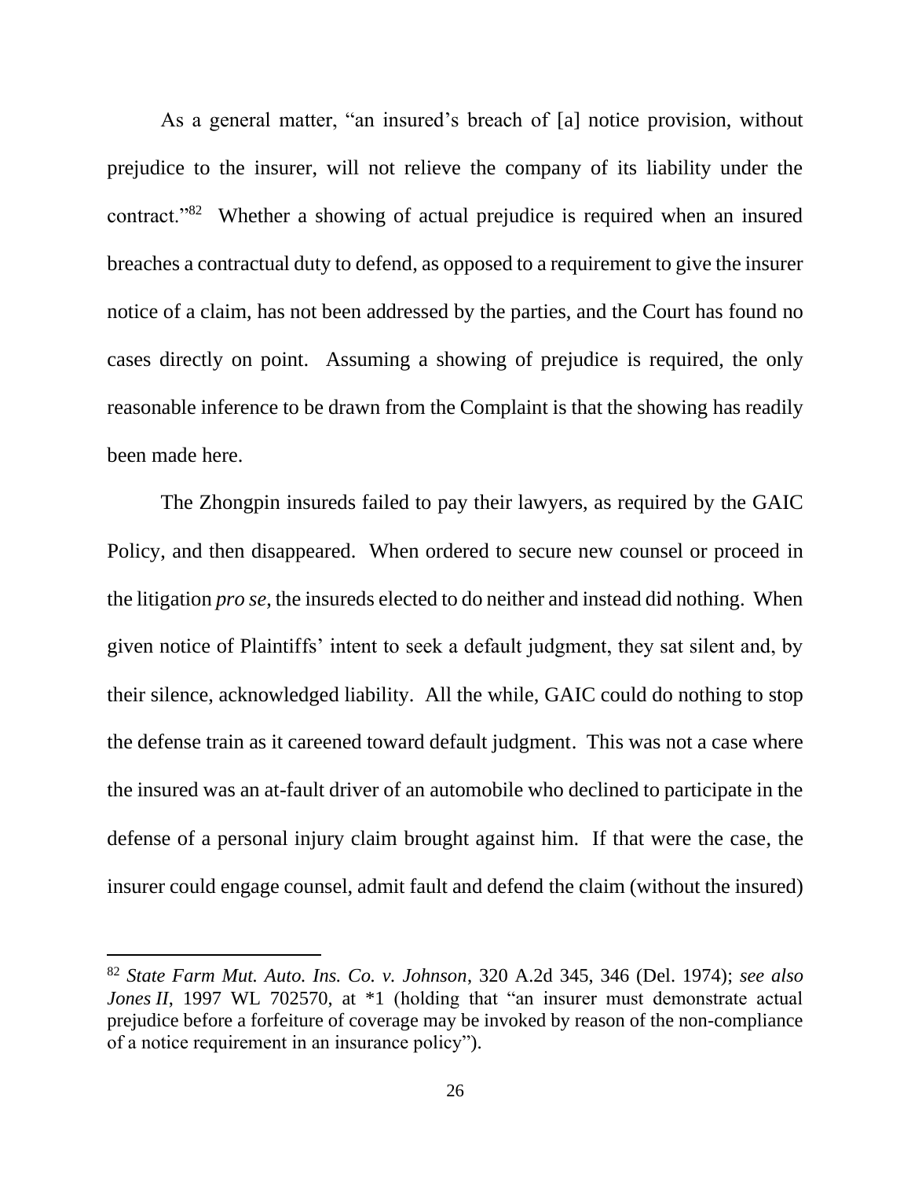As a general matter, "an insured's breach of [a] notice provision, without prejudice to the insurer, will not relieve the company of its liability under the contract."[82] Whether a showing of actual prejudice is required when an insured breaches a contractual duty to defend, as opposed to a requirement to give the insurer notice of a claim, has not been addressed by the parties, and the Court has found no cases directly on point. Assuming a showing of prejudice is required, the only reasonable inference to be drawn from the Complaint is that the showing has readily been made here.

The Zhongpin insureds failed to pay their lawyers, as required by the GAIC Policy, and then disappeared. When ordered to secure new counsel or proceed in the litigation *pro se*, the insureds elected to do neither and instead did nothing. When given notice of Plaintiffs' intent to seek a default judgment, they sat silent and, by their silence, acknowledged liability. All the while, GAIC could do nothing to stop the defense train as it careened toward default judgment. This was not a case where the insured was an at-fault driver of an automobile who declined to participate in the defense of a personal injury claim brought against him. If that were the case, the insurer could engage counsel, admit fault and defend the claim (without the insured)

---

[82] *State Farm Mut. Auto. Ins. Co. v. Johnson*, 320 A.2d 345, 346 (Del. 1974); *see also Jones II*, 1997 WL 702570, at *1 (holding that "an insurer must demonstrate actual prejudice before a forfeiture of coverage may be invoked by reason of the non-compliance of a notice requirement in an insurance policy").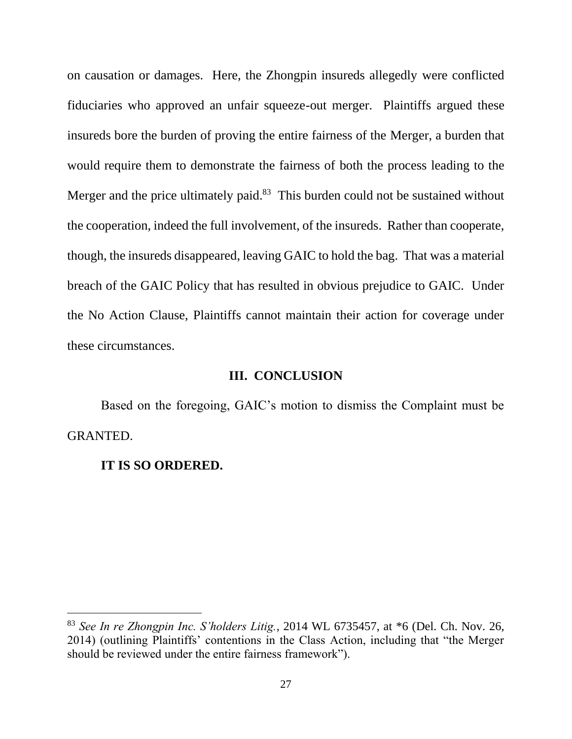on causation or damages. Here, the Zhongpin insureds allegedly were conflicted fiduciaries who approved an unfair squeeze-out merger. Plaintiffs argued these insureds bore the burden of proving the entire fairness of the Merger, a burden that would require them to demonstrate the fairness of both the process leading to the Merger and the price ultimately paid.[83] This burden could not be sustained without the cooperation, indeed the full involvement, of the insureds. Rather than cooperate, though, the insureds disappeared, leaving GAIC to hold the bag. That was a material breach of the GAIC Policy that has resulted in obvious prejudice to GAIC. Under the No Action Clause, Plaintiffs cannot maintain their action for coverage under these circumstances.

## III. CONCLUSION

Based on the foregoing, GAIC's motion to dismiss the Complaint must be GRANTED.

**IT IS SO ORDERED.**

---

[83] *See In re Zhongpin Inc. S'holders Litig.*, 2014 WL 6735457, at *6 (Del. Ch. Nov. 26, 2014) (outlining Plaintiffs' contentions in the Class Action, including that "the Merger should be reviewed under the entire fairness framework").